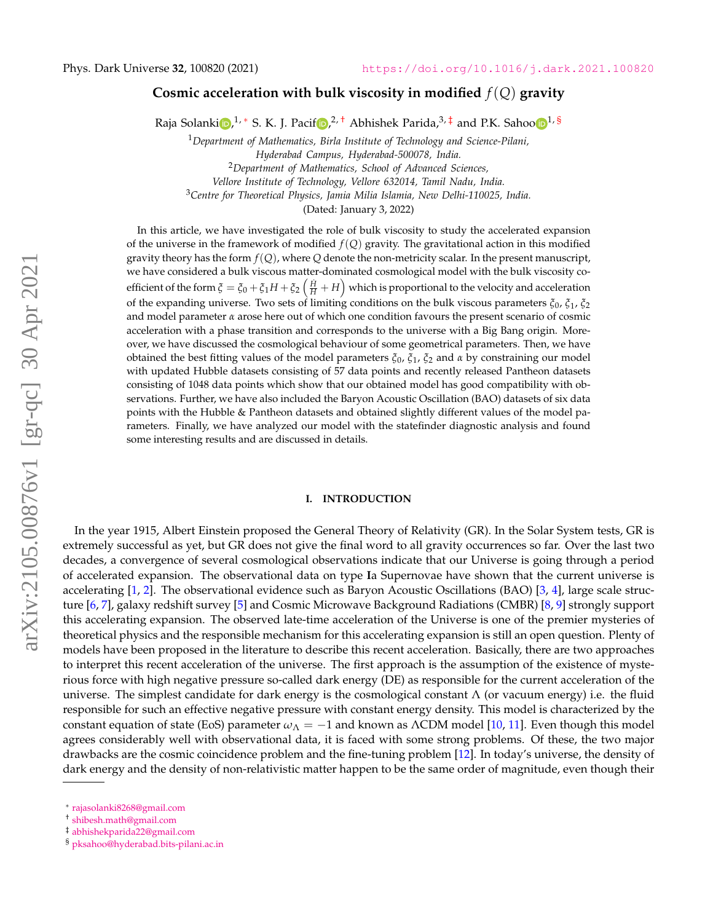# Cosmic acceleration with bulk viscosity in modified $f(Q)$ gravity

Raja Solanki[1,*] S. K. J. Pacif[2,†] Abhishek Parida[3,‡] and P.K. Sahoo[1,§]

[1]*Department of Mathematics, Birla Institute of Technology and Science-Pilani, Hyderabad Campus, Hyderabad-500078, India.*

[2]*Department of Mathematics, School of Advanced Sciences, Vellore Institute of Technology, Vellore 632014, Tamil Nadu, India.*

[3]*Centre for Theoretical Physics, Jamia Milia Islamia, New Delhi-110025, India.*

(Dated: January 3, 2022)

In this article, we have investigated the role of bulk viscosity to study the accelerated expansion of the universe in the framework of modified $f(Q)$ gravity. The gravitational action in this modified gravity theory has the form $f(Q)$, where $Q$ denote the non-metricity scalar. In the present manuscript, we have considered a bulk viscous matter-dominated cosmological model with the bulk viscosity coefficient of the form $\xi = \xi_0 + \xi_1 H + \xi_2 \left(\frac{\dot{H}}{H} + H\right)$ which is proportional to the velocity and acceleration of the expanding universe. Two sets of limiting conditions on the bulk viscous parameters $\xi_0$, $\xi_1$, $\xi_2$ and model parameter $\alpha$ arose here out of which one condition favours the present scenario of cosmic acceleration with a phase transition and corresponds to the universe with a Big Bang origin. Moreover, we have discussed the cosmological behaviour of some geometrical parameters. Then, we have obtained the best fitting values of the model parameters $\xi_0$, $\xi_1$, $\xi_2$ and $\alpha$ by constraining our model with updated Hubble datasets consisting of 57 data points and recently released Pantheon datasets consisting of 1048 data points which show that our obtained model has good compatibility with observations. Further, we have also included the Baryon Acoustic Oscillation (BAO) datasets of six data points with the Hubble & Pantheon datasets and obtained slightly different values of the model parameters. Finally, we have analyzed our model with the statefinder diagnostic analysis and found some interesting results and are discussed in details.

## I. INTRODUCTION

In the year 1915, Albert Einstein proposed the General Theory of Relativity (GR). In the Solar System tests, GR is extremely successful as yet, but GR does not give the final word to all gravity occurrences so far. Over the last two decades, a convergence of several cosmological observations indicate that our Universe is going through a period of accelerated expansion. The observational data on type **I**a Supernovae have shown that the current universe is accelerating [1, 2]. The observational evidence such as Baryon Acoustic Oscillations (BAO) [3, 4], large scale structure [6, 7], galaxy redshift survey [5] and Cosmic Microwave Background Radiations (CMBR) [8, 9] strongly support this accelerating expansion. The observed late-time acceleration of the Universe is one of the premier mysteries of theoretical physics and the responsible mechanism for this accelerating expansion is still an open question. Plenty of models have been proposed in the literature to describe this recent acceleration. Basically, there are two approaches to interpret this recent acceleration of the universe. The first approach is the assumption of the existence of mysterious force with high negative pressure so-called dark energy (DE) as responsible for the current acceleration of the universe. The simplest candidate for dark energy is the cosmological constant $\Lambda$ (or vacuum energy) i.e. the fluid responsible for such an effective negative pressure with constant energy density. This model is characterized by the constant equation of state (EoS) parameter $\omega_\Lambda = -1$ and known as $\Lambda$CDM model [10, 11]. Even though this model agrees considerably well with observational data, it is faced with some strong problems. Of these, the two major drawbacks are the cosmic coincidence problem and the fine-tuning problem [12]. In today's universe, the density of dark energy and the density of non-relativistic matter happen to be the same order of magnitude, even though their

* rajasolanki8268@gmail.com
† shibesh.math@gmail.com
‡ abhishekparida22@gmail.com
§ pksahoo@hyderabad.bits-pilani.ac.in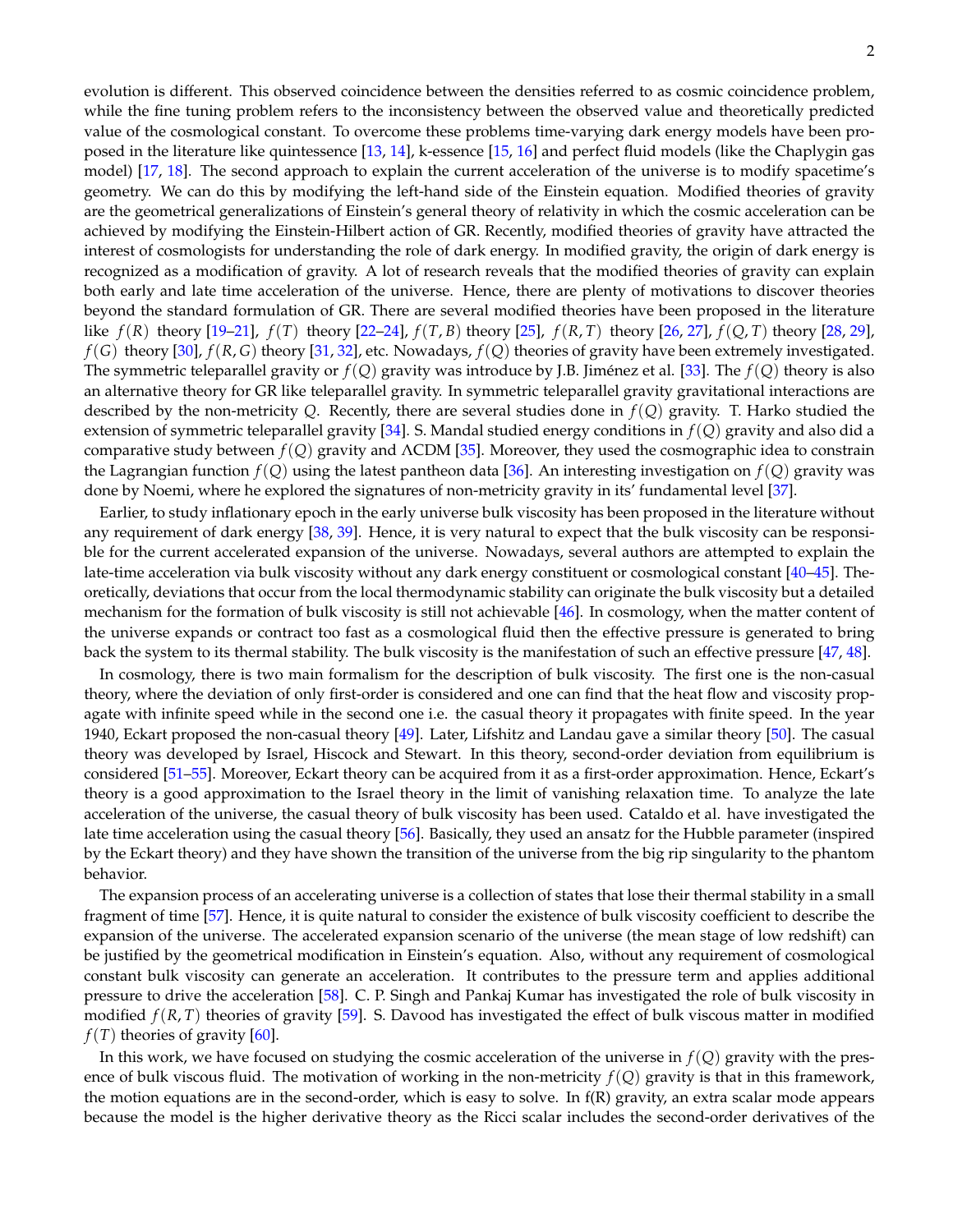evolution is different. This observed coincidence between the densities referred to as cosmic coincidence problem, while the fine tuning problem refers to the inconsistency between the observed value and theoretically predicted value of the cosmological constant. To overcome these problems time-varying dark energy models have been proposed in the literature like quintessence [13, 14], k-essence [15, 16] and perfect fluid models (like the Chaplygin gas model) [17, 18]. The second approach to explain the current acceleration of the universe is to modify spacetime's geometry. We can do this by modifying the left-hand side of the Einstein equation. Modified theories of gravity are the geometrical generalizations of Einstein's general theory of relativity in which the cosmic acceleration can be achieved by modifying the Einstein-Hilbert action of GR. Recently, modified theories of gravity have attracted the interest of cosmologists for understanding the role of dark energy. In modified gravity, the origin of dark energy is recognized as a modification of gravity. A lot of research reveals that the modified theories of gravity can explain both early and late time acceleration of the universe. Hence, there are plenty of motivations to discover theories beyond the standard formulation of GR. There are several modified theories have been proposed in the literature like $f(R)$ theory [19–21], $f(T)$ theory [22–24], $f(T, B)$ theory [25], $f(R, T)$ theory [26, 27], $f(Q, T)$ theory [28, 29], $f(G)$ theory [30], $f(R, G)$ theory [31, 32], etc. Nowadays, $f(Q)$ theories of gravity have been extremely investigated. The symmetric teleparallel gravity or $f(Q)$ gravity was introduce by J.B. Jiménez et al. [33]. The $f(Q)$ theory is also an alternative theory for GR like teleparallel gravity. In symmetric teleparallel gravity gravitational interactions are described by the non-metricity $Q$. Recently, there are several studies done in $f(Q)$ gravity. T. Harko studied the extension of symmetric teleparallel gravity [34]. S. Mandal studied energy conditions in $f(Q)$ gravity and also did a comparative study between $f(Q)$ gravity and ΛCDM [35]. Moreover, they used the cosmographic idea to constrain the Lagrangian function $f(Q)$ using the latest pantheon data [36]. An interesting investigation on $f(Q)$ gravity was done by Noemi, where he explored the signatures of non-metricity gravity in its' fundamental level [37].

Earlier, to study inflationary epoch in the early universe bulk viscosity has been proposed in the literature without any requirement of dark energy [38, 39]. Hence, it is very natural to expect that the bulk viscosity can be responsible for the current accelerated expansion of the universe. Nowadays, several authors are attempted to explain the late-time acceleration via bulk viscosity without any dark energy constituent or cosmological constant [40–45]. Theoretically, deviations that occur from the local thermodynamic stability can originate the bulk viscosity but a detailed mechanism for the formation of bulk viscosity is still not achievable [46]. In cosmology, when the matter content of the universe expands or contract too fast as a cosmological fluid then the effective pressure is generated to bring back the system to its thermal stability. The bulk viscosity is the manifestation of such an effective pressure [47, 48].

In cosmology, there is two main formalism for the description of bulk viscosity. The first one is the non-casual theory, where the deviation of only first-order is considered and one can find that the heat flow and viscosity propagate with infinite speed while in the second one i.e. the casual theory it propagates with finite speed. In the year 1940, Eckart proposed the non-casual theory [49]. Later, Lifshitz and Landau gave a similar theory [50]. The casual theory was developed by Israel, Hiscock and Stewart. In this theory, second-order deviation from equilibrium is considered [51–55]. Moreover, Eckart theory can be acquired from it as a first-order approximation. Hence, Eckart's theory is a good approximation to the Israel theory in the limit of vanishing relaxation time. To analyze the late acceleration of the universe, the casual theory of bulk viscosity has been used. Cataldo et al. have investigated the late time acceleration using the casual theory [56]. Basically, they used an ansatz for the Hubble parameter (inspired by the Eckart theory) and they have shown the transition of the universe from the big rip singularity to the phantom behavior.

The expansion process of an accelerating universe is a collection of states that lose their thermal stability in a small fragment of time [57]. Hence, it is quite natural to consider the existence of bulk viscosity coefficient to describe the expansion of the universe. The accelerated expansion scenario of the universe (the mean stage of low redshift) can be justified by the geometrical modification in Einstein's equation. Also, without any requirement of cosmological constant bulk viscosity can generate an acceleration. It contributes to the pressure term and applies additional pressure to drive the acceleration [58]. C. P. Singh and Pankaj Kumar has investigated the role of bulk viscosity in modified $f(R, T)$ theories of gravity [59]. S. Davood has investigated the effect of bulk viscous matter in modified $f(T)$ theories of gravity [60].

In this work, we have focused on studying the cosmic acceleration of the universe in $f(Q)$ gravity with the presence of bulk viscous fluid. The motivation of working in the non-metricity $f(Q)$ gravity is that in this framework, the motion equations are in the second-order, which is easy to solve. In f(R) gravity, an extra scalar mode appears because the model is the higher derivative theory as the Ricci scalar includes the second-order derivatives of the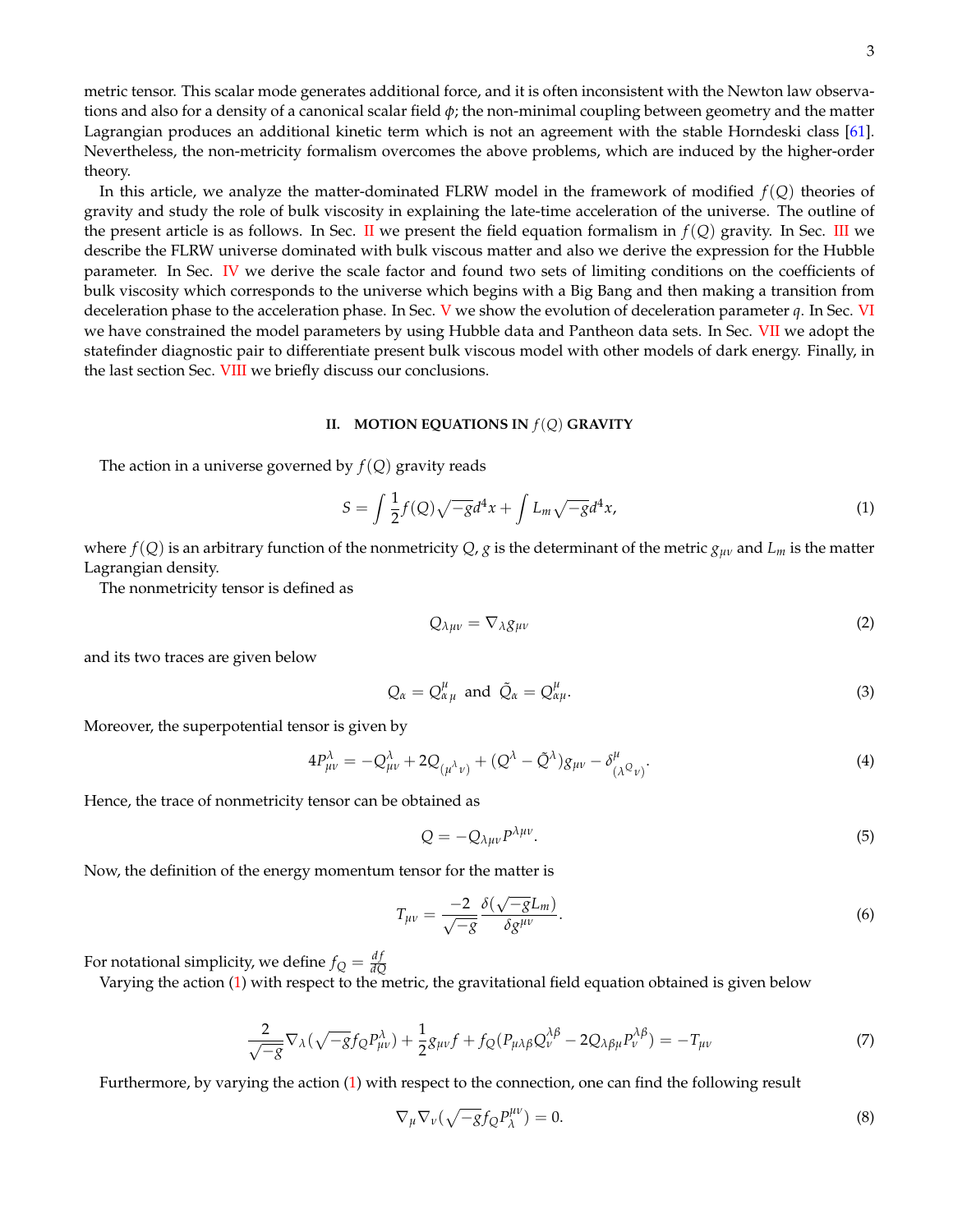metric tensor. This scalar mode generates additional force, and it is often inconsistent with the Newton law observations and also for a density of a canonical scalar field $\phi$; the non-minimal coupling between geometry and the matter Lagrangian produces an additional kinetic term which is not an agreement with the stable Horndeski class [61]. Nevertheless, the non-metricity formalism overcomes the above problems, which are induced by the higher-order theory.

In this article, we analyze the matter-dominated FLRW model in the framework of modified $f(Q)$ theories of gravity and study the role of bulk viscosity in explaining the late-time acceleration of the universe. The outline of the present article is as follows. In Sec. II we present the field equation formalism in $f(Q)$ gravity. In Sec. III we describe the FLRW universe dominated with bulk viscous matter and also we derive the expression for the Hubble parameter. In Sec. IV we derive the scale factor and found two sets of limiting conditions on the coefficients of bulk viscosity which corresponds to the universe which begins with a Big Bang and then making a transition from deceleration phase to the acceleration phase. In Sec. V we show the evolution of deceleration parameter $q$. In Sec. VI we have constrained the model parameters by using Hubble data and Pantheon data sets. In Sec. VII we adopt the statefinder diagnostic pair to differentiate present bulk viscous model with other models of dark energy. Finally, in the last section Sec. VIII we briefly discuss our conclusions.

## II. MOTION EQUATIONS IN $f(Q)$ GRAVITY

The action in a universe governed by $f(Q)$ gravity reads

$$S = \int \frac{1}{2} f(Q) \sqrt{-g} d^4x + \int L_m \sqrt{-g} d^4x, \tag{1}$$

where $f(Q)$ is an arbitrary function of the nonmetricity $Q$, $g$ is the determinant of the metric $g_{\mu\nu}$ and $L_m$ is the matter Lagrangian density.

The nonmetricity tensor is defined as

$$Q_{\lambda\mu\nu} = \nabla_\lambda g_{\mu\nu} \tag{2}$$

and its two traces are given below

$$Q_\alpha = Q^{\mu}_{\alpha\ \mu} \text{ and } \tilde{Q}_\alpha = Q^{\mu}_{\alpha\mu}. \tag{3}$$

Moreover, the superpotential tensor is given by

$$4P^{\lambda}_{\mu\nu} = -Q^{\lambda}_{\mu\nu} + 2Q_{(\mu^{\lambda}\nu)} + (Q^\lambda - \tilde{Q}^\lambda) g_{\mu\nu} - \delta^{\mu}_{(\lambda^{Q}\nu)}. \tag{4}$$

Hence, the trace of nonmetricity tensor can be obtained as

$$Q = -Q_{\lambda\mu\nu} P^{\lambda\mu\nu}. \tag{5}$$

Now, the definition of the energy momentum tensor for the matter is

$$T_{\mu\nu} = \frac{-2}{\sqrt{-g}} \frac{\delta(\sqrt{-g} L_m)}{\delta g^{\mu\nu}}. \tag{6}$$

For notational simplicity, we define $f_Q = \frac{df}{dQ}$

Varying the action (1) with respect to the metric, the gravitational field equation obtained is given below

$$\frac{2}{\sqrt{-g}} \nabla_\lambda (\sqrt{-g} f_Q P^{\lambda}_{\mu\nu}) + \frac{1}{2} g_{\mu\nu} f + f_Q (P_{\mu\lambda\beta} Q_{\nu}^{\ \lambda\beta} - 2Q_{\lambda\beta\mu} P^{\lambda\beta}_{\nu}) = -T_{\mu\nu} \tag{7}$$

Furthermore, by varying the action (1) with respect to the connection, one can find the following result

$$\nabla_\mu \nabla_\nu (\sqrt{-g} f_Q P^{\mu\nu}_{\lambda}) = 0. \tag{8}$$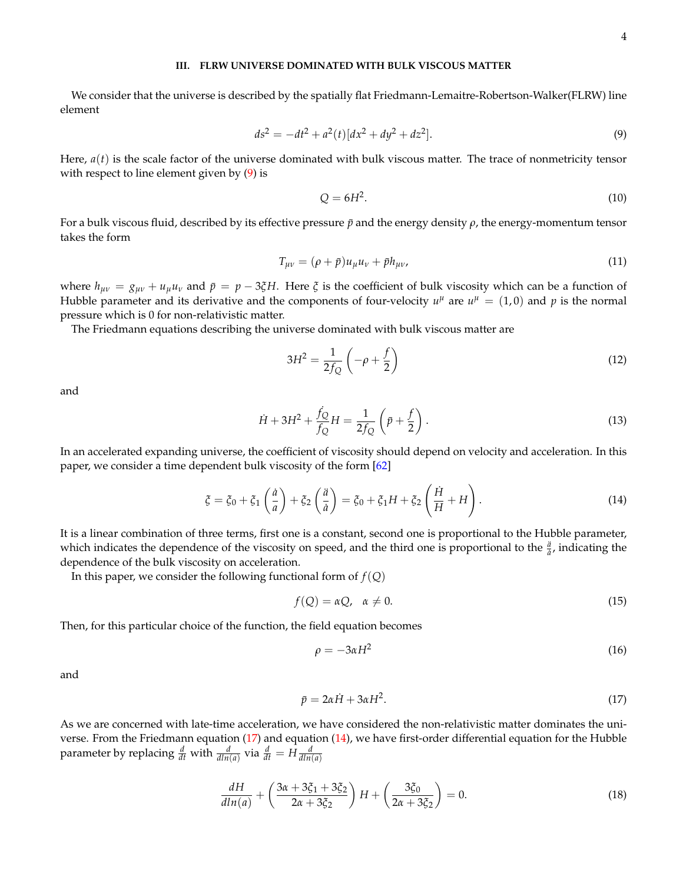### III. FLRW UNIVERSE DOMINATED WITH BULK VISCOUS MATTER

We consider that the universe is described by the spatially flat Friedmann-Lemaitre-Robertson-Walker(FLRW) line element

$$ds^2 = -dt^2 + a^2(t)[dx^2 + dy^2 + dz^2]. \tag{9}$$

Here, $a(t)$ is the scale factor of the universe dominated with bulk viscous matter. The trace of nonmetricity tensor with respect to line element given by (9) is

$$Q = 6H^2. \tag{10}$$

For a bulk viscous fluid, described by its effective pressure $\bar{p}$ and the energy density $\rho$, the energy-momentum tensor takes the form

$$T_{\mu\nu} = (\rho + \bar{p})u_\mu u_\nu + \bar{p}h_{\mu\nu}, \tag{11}$$

where $h_{\mu\nu} = g_{\mu\nu} + u_\mu u_\nu$ and $\bar{p} = p - 3\xi H$. Here $\xi$ is the coefficient of bulk viscosity which can be a function of Hubble parameter and its derivative and the components of four-velocity $u^\mu$ are $u^\mu = (1, 0)$ and $p$ is the normal pressure which is 0 for non-relativistic matter.

The Friedmann equations describing the universe dominated with bulk viscous matter are

$$3H^2 = \frac{1}{2f_Q}\left(-\rho + \frac{f}{2}\right) \tag{12}$$

and

$$\dot{H} + 3H^2 + \frac{\dot{f_Q}}{f_Q}H = \frac{1}{2f_Q}\left(\bar{p} + \frac{f}{2}\right). \tag{13}$$

In an accelerated expanding universe, the coefficient of viscosity should depend on velocity and acceleration. In this paper, we consider a time dependent bulk viscosity of the form [62]

$$\xi = \xi_0 + \xi_1\left(\frac{\dot{a}}{a}\right) + \xi_2\left(\frac{\ddot{a}}{\dot{a}}\right) = \xi_0 + \xi_1 H + \xi_2\left(\frac{\dot{H}}{H} + H\right). \tag{14}$$

It is a linear combination of three terms, first one is a constant, second one is proportional to the Hubble parameter, which indicates the dependence of the viscosity on speed, and the third one is proportional to the $\frac{\ddot{a}}{\dot{a}}$, indicating the dependence of the bulk viscosity on acceleration.

In this paper, we consider the following functional form of $f(Q)$

$$f(Q) = \alpha Q, \quad \alpha \neq 0. \tag{15}$$

Then, for this particular choice of the function, the field equation becomes

$$\rho = -3\alpha H^2 \tag{16}$$

and

$$\bar{p} = 2\alpha\dot{H} + 3\alpha H^2. \tag{17}$$

As we are concerned with late-time acceleration, we have considered the non-relativistic matter dominates the universe. From the Friedmann equation (17) and equation (14), we have first-order differential equation for the Hubble parameter by replacing $\frac{d}{dt}$ with $\frac{d}{dln(a)}$ via $\frac{d}{dt} = H\frac{d}{dln(a)}$

$$\frac{dH}{dln(a)} + \left(\frac{3\alpha + 3\xi_1 + 3\xi_2}{2\alpha + 3\xi_2}\right)H + \left(\frac{3\xi_0}{2\alpha + 3\xi_2}\right) = 0. \tag{18}$$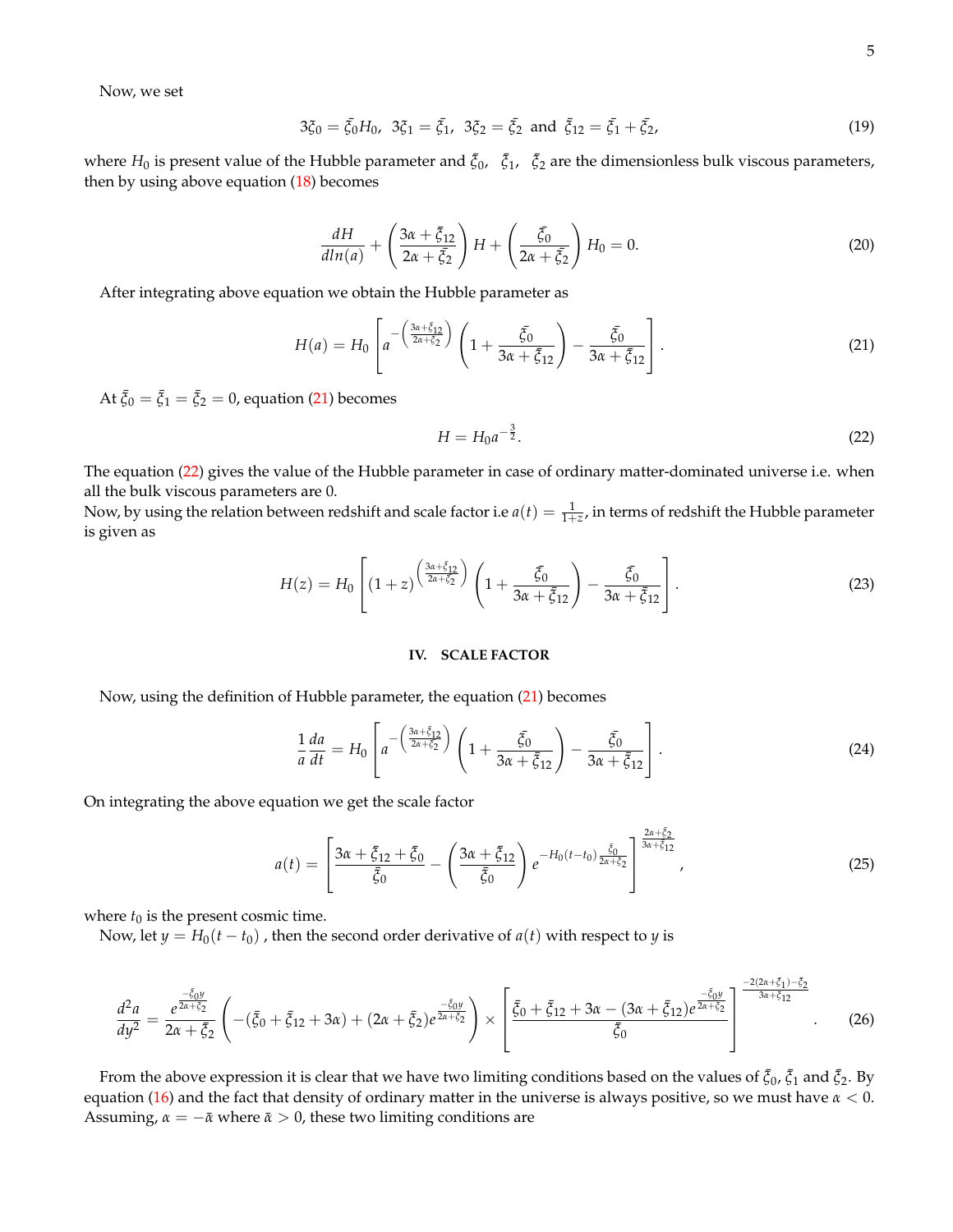Now, we set

$$3\xi_0 = \bar{\xi}_0 H_0,\ \ 3\xi_1 = \bar{\xi}_1,\ \ 3\xi_2 = \bar{\xi}_2 \ \text{ and } \ \bar{\xi}_{12} = \bar{\xi}_1 + \bar{\xi}_2, \tag{19}$$

where $H_0$ is present value of the Hubble parameter and $\bar{\xi}_0,\ \ \bar{\xi}_1,\ \ \bar{\xi}_2$ are the dimensionless bulk viscous parameters, then by using above equation (18) becomes

$$\frac{dH}{dln(a)} + \left(\frac{3\alpha + \bar{\xi}_{12}}{2\alpha + \bar{\xi}_2}\right) H + \left(\frac{\bar{\xi}_0}{2\alpha + \bar{\xi}_2}\right) H_0 = 0. \tag{20}$$

After integrating above equation we obtain the Hubble parameter as

$$H(a) = H_0 \left[ a^{-\left(\frac{3\alpha + \bar{\xi}_{12}}{2\alpha + \bar{\xi}_2}\right)} \left(1 + \frac{\bar{\xi}_0}{3\alpha + \bar{\xi}_{12}}\right) - \frac{\bar{\xi}_0}{3\alpha + \bar{\xi}_{12}} \right]. \tag{21}$$

At $\bar{\xi}_0 = \bar{\xi}_1 = \bar{\xi}_2 = 0$, equation (21) becomes

$$H = H_0 a^{-\frac{3}{2}}. \tag{22}$$

The equation (22) gives the value of the Hubble parameter in case of ordinary matter-dominated universe i.e. when all the bulk viscous parameters are 0.
Now, by using the relation between redshift and scale factor i.e $a(t) = \frac{1}{1+z}$, in terms of redshift the Hubble parameter is given as

$$H(z) = H_0 \left[ (1+z)^{\left(\frac{3\alpha + \bar{\xi}_{12}}{2\alpha + \bar{\xi}_2}\right)} \left(1 + \frac{\bar{\xi}_0}{3\alpha + \bar{\xi}_{12}}\right) - \frac{\bar{\xi}_0}{3\alpha + \bar{\xi}_{12}} \right]. \tag{23}$$

## IV. SCALE FACTOR

Now, using the definition of Hubble parameter, the equation (21) becomes

$$\frac{1}{a}\frac{da}{dt} = H_0 \left[ a^{-\left(\frac{3\alpha + \bar{\xi}_{12}}{2\alpha + \bar{\xi}_2}\right)} \left(1 + \frac{\bar{\xi}_0}{3\alpha + \bar{\xi}_{12}}\right) - \frac{\bar{\xi}_0}{3\alpha + \bar{\xi}_{12}} \right]. \tag{24}$$

On integrating the above equation we get the scale factor

$$a(t) = \left[ \frac{3\alpha + \bar{\xi}_{12} + \bar{\xi}_0}{\bar{\xi}_0} - \left(\frac{3\alpha + \bar{\xi}_{12}}{\bar{\xi}_0}\right) e^{-H_0(t-t_0)\frac{\bar{\xi}_0}{2\alpha + \bar{\xi}_2}} \right]^{\frac{2\alpha + \bar{\xi}_2}{3\alpha + \bar{\xi}_{12}}}, \tag{25}$$

where $t_0$ is the present cosmic time.
Now, let $y = H_0(t - t_0)$ , then the second order derivative of $a(t)$ with respect to $y$ is

$$\frac{d^2a}{dy^2} = \frac{e^{\frac{-\bar{\xi}_0 y}{2\alpha + \bar{\xi}_2}}}{2\alpha + \bar{\xi}_2} \left( -(\bar{\xi}_0 + \bar{\xi}_{12} + 3\alpha) + (2\alpha + \bar{\xi}_2) e^{\frac{-\bar{\xi}_0 y}{2\alpha + \bar{\xi}_2}} \right) \times \left[ \frac{\bar{\xi}_0 + \bar{\xi}_{12} + 3\alpha - (3\alpha + \bar{\xi}_{12}) e^{\frac{-\bar{\xi}_0 y}{2\alpha + \bar{\xi}_2}}}{\bar{\xi}_0} \right]^{\frac{-2(2\alpha + \bar{\xi}_1) - \bar{\xi}_2}{3\alpha + \bar{\xi}_{12}}}. \tag{26}$$

From the above expression it is clear that we have two limiting conditions based on the values of $\bar{\xi}_0$, $\bar{\xi}_1$ and $\bar{\xi}_2$. By equation (16) and the fact that density of ordinary matter in the universe is always positive, so we must have $\alpha < 0$. Assuming, $\alpha = -\bar{\alpha}$ where $\bar{\alpha} > 0$, these two limiting conditions are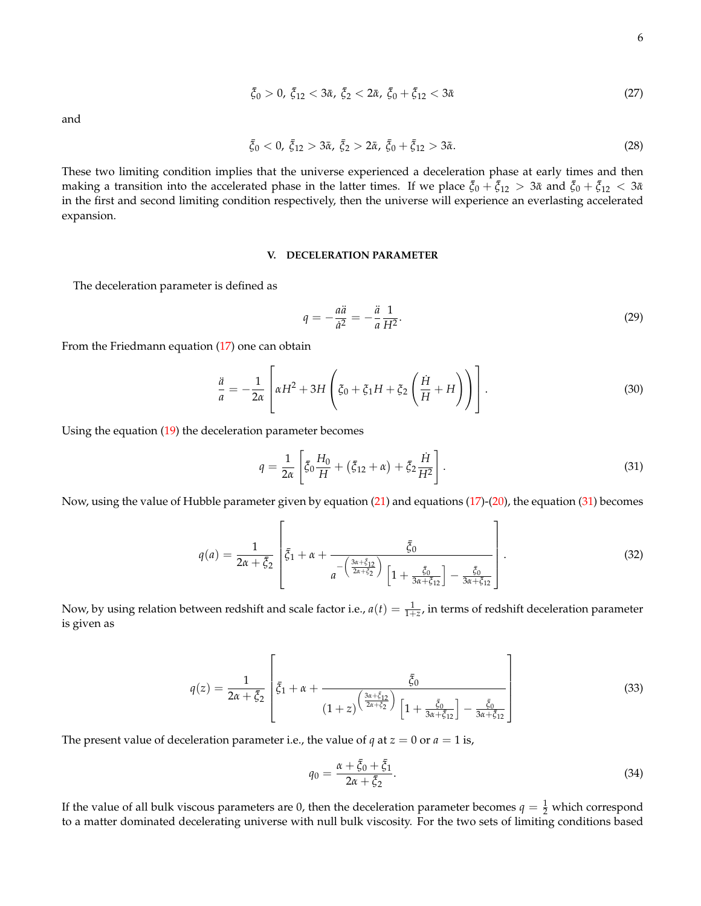$$\bar{\xi}_0 > 0,\ \bar{\xi}_{12} < 3\bar{\alpha},\ \bar{\xi}_2 < 2\bar{\alpha},\ \bar{\xi}_0 + \bar{\xi}_{12} < 3\bar{\alpha} \tag{27}$$

and

$$\bar{\xi}_0 < 0,\ \bar{\xi}_{12} > 3\bar{\alpha},\ \bar{\xi}_2 > 2\bar{\alpha},\ \bar{\xi}_0 + \bar{\xi}_{12} > 3\bar{\alpha}. \tag{28}$$

These two limiting condition implies that the universe experienced a deceleration phase at early times and then making a transition into the accelerated phase in the latter times. If we place $\bar{\xi}_0 + \bar{\xi}_{12} > 3\bar{\alpha}$ and $\bar{\xi}_0 + \bar{\xi}_{12} < 3\bar{\alpha}$ in the first and second limiting condition respectively, then the universe will experience an everlasting accelerated expansion.

## V. DECELERATION PARAMETER

The deceleration parameter is defined as

$$q = -\frac{a\ddot{a}}{\dot{a}^2} = -\frac{\ddot{a}}{a}\frac{1}{H^2}. \tag{29}$$

From the Friedmann equation (17) one can obtain

$$\frac{\ddot{a}}{a} = -\frac{1}{2\alpha}\left[\alpha H^2 + 3H\left(\xi_0 + \xi_1 H + \xi_2\left(\frac{\dot{H}}{H} + H\right)\right)\right]. \tag{30}$$

Using the equation (19) the deceleration parameter becomes

$$q = \frac{1}{2\alpha}\left[\bar{\xi}_0\frac{H_0}{H} + \left(\bar{\xi}_{12} + \alpha\right) + \bar{\xi}_2\frac{\dot{H}}{H^2}\right]. \tag{31}$$

Now, using the value of Hubble parameter given by equation (21) and equations (17)-(20), the equation (31) becomes

$$q(a) = \frac{1}{2\alpha + \bar{\xi}_2}\left[\bar{\xi}_1 + \alpha + \frac{\bar{\xi}_0}{a^{-\left(\frac{3\alpha + \bar{\xi}_{12}}{2\alpha + \bar{\xi}_2}\right)}\left[1 + \frac{\bar{\xi}_0}{3\alpha + \bar{\xi}_{12}}\right] - \frac{\bar{\xi}_0}{3\alpha + \bar{\xi}_{12}}}\right]. \tag{32}$$

Now, by using relation between redshift and scale factor i.e., $a(t) = \frac{1}{1+z}$, in terms of redshift deceleration parameter is given as

$$q(z) = \frac{1}{2\alpha + \bar{\xi}_2}\left[\bar{\xi}_1 + \alpha + \frac{\bar{\xi}_0}{(1+z)^{\left(\frac{3\alpha + \bar{\xi}_{12}}{2\alpha + \bar{\xi}_2}\right)}\left[1 + \frac{\bar{\xi}_0}{3\alpha + \bar{\xi}_{12}}\right] - \frac{\bar{\xi}_0}{3\alpha + \bar{\xi}_{12}}}\right] \tag{33}$$

The present value of deceleration parameter i.e., the value of $q$ at $z = 0$ or $a = 1$ is,

$$q_0 = \frac{\alpha + \bar{\xi}_0 + \bar{\xi}_1}{2\alpha + \bar{\xi}_2}. \tag{34}$$

If the value of all bulk viscous parameters are 0, then the deceleration parameter becomes $q = \frac{1}{2}$ which correspond to a matter dominated decelerating universe with null bulk viscosity. For the two sets of limiting conditions based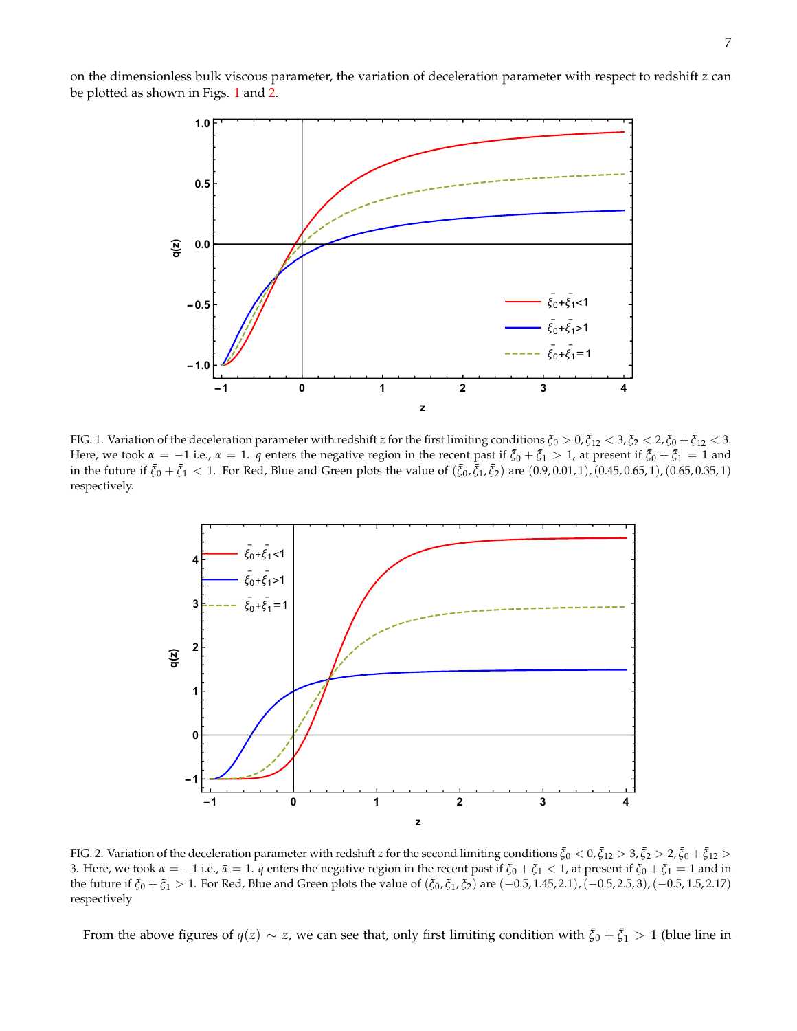on the dimensionless bulk viscous parameter, the variation of deceleration parameter with respect to redshift $z$ can be plotted as shown in Figs. 1 and 2.

FIG. 1. Variation of the deceleration parameter with redshift $z$ for the first limiting conditions $\bar{\xi}_0 > 0, \bar{\xi}_{12} < 3, \bar{\xi}_2 < 2, \bar{\xi}_0 + \bar{\xi}_{12} < 3$. Here, we took $\alpha = -1$ i.e., $\bar{\alpha} = 1$. $q$ enters the negative region in the recent past if $\bar{\xi}_0 + \bar{\xi}_1 > 1$, at present if $\bar{\xi}_0 + \bar{\xi}_1 = 1$ and in the future if $\bar{\xi}_0 + \bar{\xi}_1 < 1$. For Red, Blue and Green plots the value of $(\bar{\xi}_0, \bar{\xi}_1, \bar{\xi}_2)$ are $(0.9, 0.01, 1), (0.45, 0.65, 1), (0.65, 0.35, 1)$ respectively.

FIG. 2. Variation of the deceleration parameter with redshift $z$ for the second limiting conditions $\bar{\xi}_0 < 0, \bar{\xi}_{12} > 3, \bar{\xi}_2 > 2, \bar{\xi}_0 + \bar{\xi}_{12} > 3$. Here, we took $\alpha = -1$ i.e., $\bar{\alpha} = 1$. $q$ enters the negative region in the recent past if $\bar{\xi}_0 + \bar{\xi}_1 < 1$, at present if $\bar{\xi}_0 + \bar{\xi}_1 = 1$ and in the future if $\bar{\xi}_0 + \bar{\xi}_1 > 1$. For Red, Blue and Green plots the value of $(\bar{\xi}_0, \bar{\xi}_1, \bar{\xi}_2)$ are $(-0.5, 1.45, 2.1), (-0.5, 2.5, 3), (-0.5, 1.5, 2.17)$ respectively

From the above figures of $q(z) \sim z$, we can see that, only first limiting condition with $\bar{\xi}_0 + \bar{\xi}_1 > 1$ (blue line in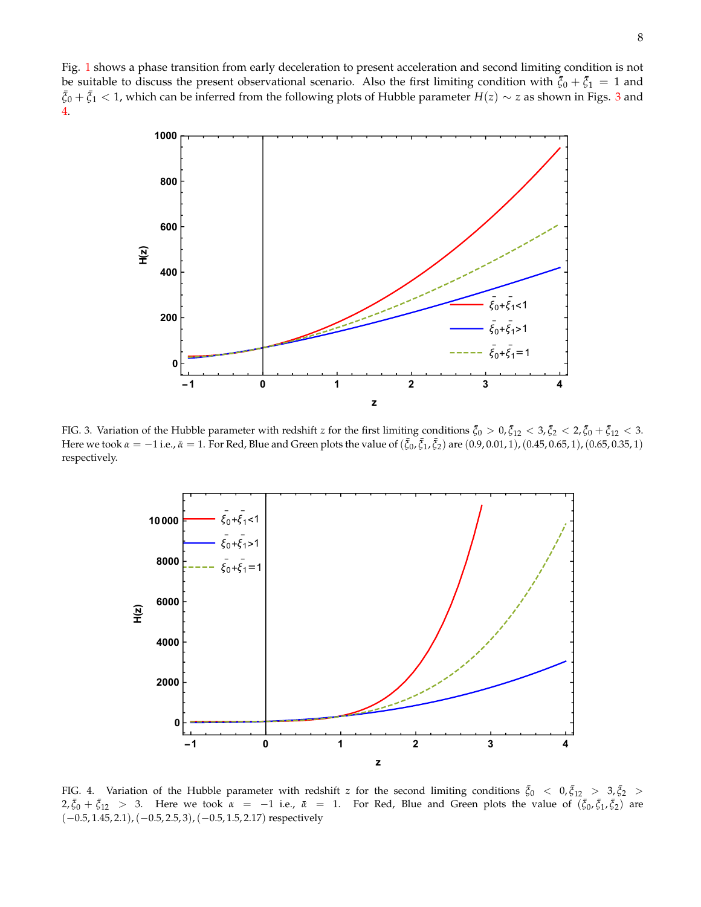Fig. 1 shows a phase transition from early deceleration to present acceleration and second limiting condition is not be suitable to discuss the present observational scenario. Also the first limiting condition with $\bar{\xi}_0 + \bar{\xi}_1 = 1$ and $\bar{\xi}_0 + \bar{\xi}_1 < 1$, which can be inferred from the following plots of Hubble parameter $H(z) \sim z$ as shown in Figs. 3 and 4.

FIG. 3. Variation of the Hubble parameter with redshift $z$ for the first limiting conditions $\bar{\xi}_0 > 0, \bar{\xi}_{12} < 3, \bar{\xi}_2 < 2, \bar{\xi}_0 + \bar{\xi}_{12} < 3$. Here we took $\alpha = -1$ i.e., $\bar{\alpha} = 1$. For Red, Blue and Green plots the value of $(\bar{\xi}_0, \bar{\xi}_1, \bar{\xi}_2)$ are $(0.9, 0.01, 1)$, $(0.45, 0.65, 1)$, $(0.65, 0.35, 1)$ respectively.

FIG. 4. Variation of the Hubble parameter with redshift $z$ for the second limiting conditions $\bar{\xi}_0 < 0, \bar{\xi}_{12} > 3, \bar{\xi}_2 > 2, \bar{\xi}_0 + \bar{\xi}_{12} > 3$. Here we took $\alpha = -1$ i.e., $\bar{\alpha} = 1$. For Red, Blue and Green plots the value of $(\bar{\xi}_0, \bar{\xi}_1, \bar{\xi}_2)$ are $(-0.5, 1.45, 2.1)$, $(-0.5, 2.5, 3)$, $(-0.5, 1.5, 2.17)$ respectively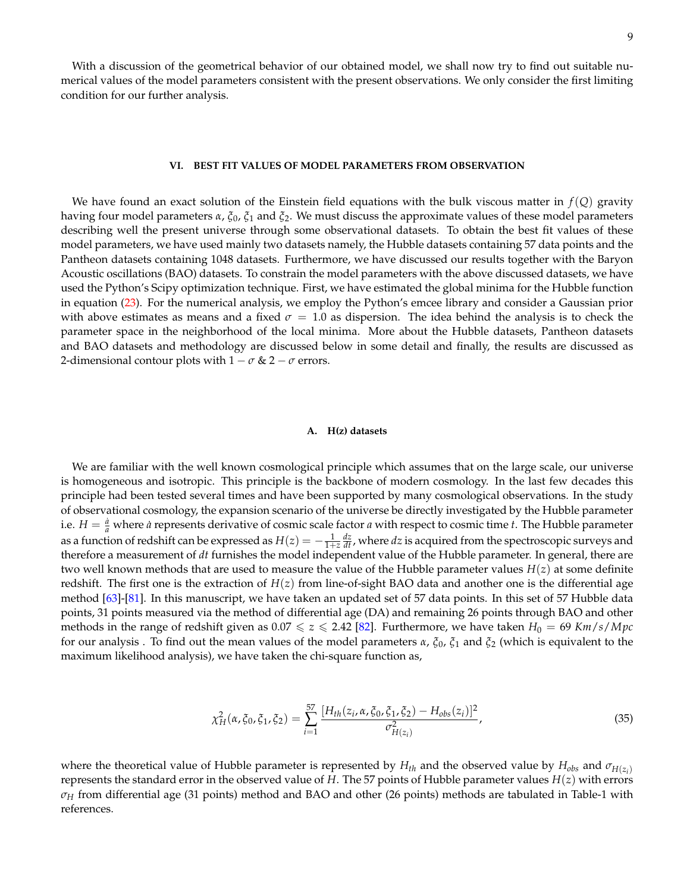With a discussion of the geometrical behavior of our obtained model, we shall now try to find out suitable numerical values of the model parameters consistent with the present observations. We only consider the first limiting condition for our further analysis.

## VI. BEST FIT VALUES OF MODEL PARAMETERS FROM OBSERVATION

We have found an exact solution of the Einstein field equations with the bulk viscous matter in $f(Q)$ gravity having four model parameters $\alpha$, $\xi_0$, $\xi_1$ and $\xi_2$. We must discuss the approximate values of these model parameters describing well the present universe through some observational datasets. To obtain the best fit values of these model parameters, we have used mainly two datasets namely, the Hubble datasets containing 57 data points and the Pantheon datasets containing 1048 datasets. Furthermore, we have discussed our results together with the Baryon Acoustic oscillations (BAO) datasets. To constrain the model parameters with the above discussed datasets, we have used the Python's Scipy optimization technique. First, we have estimated the global minima for the Hubble function in equation (23). For the numerical analysis, we employ the Python's emcee library and consider a Gaussian prior with above estimates as means and a fixed $\sigma = 1.0$ as dispersion. The idea behind the analysis is to check the parameter space in the neighborhood of the local minima. More about the Hubble datasets, Pantheon datasets and BAO datasets and methodology are discussed below in some detail and finally, the results are discussed as 2-dimensional contour plots with $1-\sigma$ & $2-\sigma$ errors.

### A. H(z) datasets

We are familiar with the well known cosmological principle which assumes that on the large scale, our universe is homogeneous and isotropic. This principle is the backbone of modern cosmology. In the last few decades this principle had been tested several times and have been supported by many cosmological observations. In the study of observational cosmology, the expansion scenario of the universe be directly investigated by the Hubble parameter i.e. $H = \frac{\dot{a}}{a}$ where $\dot{a}$ represents derivative of cosmic scale factor $a$ with respect to cosmic time $t$. The Hubble parameter as a function of redshift can be expressed as $H(z) = -\frac{1}{1+z}\frac{dz}{dt}$, where $dz$ is acquired from the spectroscopic surveys and therefore a measurement of $dt$ furnishes the model independent value of the Hubble parameter. In general, there are two well known methods that are used to measure the value of the Hubble parameter values $H(z)$ at some definite redshift. The first one is the extraction of $H(z)$ from line-of-sight BAO data and another one is the differential age method [63]-[81]. In this manuscript, we have taken an updated set of 57 data points. In this set of 57 Hubble data points, 31 points measured via the method of differential age (DA) and remaining 26 points through BAO and other methods in the range of redshift given as $0.07 \leqslant z \leqslant 2.42$ [82]. Furthermore, we have taken $H_0 = 69\ Km/s/Mpc$ for our analysis . To find out the mean values of the model parameters $\alpha$, $\xi_0$, $\xi_1$ and $\xi_2$ (which is equivalent to the maximum likelihood analysis), we have taken the chi-square function as,

$$\chi^2_H(\alpha, \xi_0, \xi_1, \xi_2) = \sum_{i=1}^{57} \frac{[H_{th}(z_i, \alpha, \xi_0, \xi_1, \xi_2) - H_{obs}(z_i)]^2}{\sigma^2_{H(z_i)}}, \tag{35}$$

where the theoretical value of Hubble parameter is represented by $H_{th}$ and the observed value by $H_{obs}$ and $\sigma_{H(z_i)}$ represents the standard error in the observed value of $H$. The 57 points of Hubble parameter values $H(z)$ with errors $\sigma_H$ from differential age (31 points) method and BAO and other (26 points) methods are tabulated in Table-1 with references.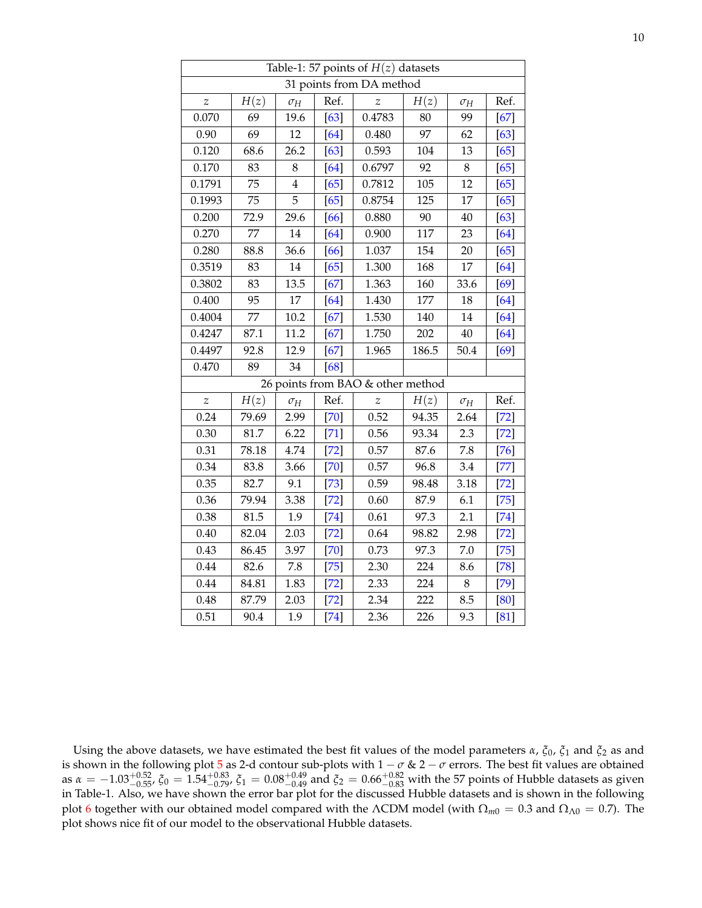| Table-1: 57 points of $H(z)$ datasets | | | | | | | |
|---|---|---|---|---|---|---|---|
| 31 points from DA method | | | | | | | |
| $z$ | $H(z)$ | $\sigma_H$ | Ref. | $z$ | $H(z)$ | $\sigma_H$ | Ref. |
| 0.070 | 69 | 19.6 | [63] | 0.4783 | 80 | 99 | [67] |
| 0.90 | 69 | 12 | [64] | 0.480 | 97 | 62 | [63] |
| 0.120 | 68.6 | 26.2 | [63] | 0.593 | 104 | 13 | [65] |
| 0.170 | 83 | 8 | [64] | 0.6797 | 92 | 8 | [65] |
| 0.1791 | 75 | 4 | [65] | 0.7812 | 105 | 12 | [65] |
| 0.1993 | 75 | 5 | [65] | 0.8754 | 125 | 17 | [65] |
| 0.200 | 72.9 | 29.6 | [66] | 0.880 | 90 | 40 | [63] |
| 0.270 | 77 | 14 | [64] | 0.900 | 117 | 23 | [64] |
| 0.280 | 88.8 | 36.6 | [66] | 1.037 | 154 | 20 | [65] |
| 0.3519 | 83 | 14 | [65] | 1.300 | 168 | 17 | [64] |
| 0.3802 | 83 | 13.5 | [67] | 1.363 | 160 | 33.6 | [69] |
| 0.400 | 95 | 17 | [64] | 1.430 | 177 | 18 | [64] |
| 0.4004 | 77 | 10.2 | [67] | 1.530 | 140 | 14 | [64] |
| 0.4247 | 87.1 | 11.2 | [67] | 1.750 | 202 | 40 | [64] |
| 0.4497 | 92.8 | 12.9 | [67] | 1.965 | 186.5 | 50.4 | [69] |
| 0.470 | 89 | 34 | [68] | | | | |
| 26 points from BAO & other method | | | | | | | |
| $z$ | $H(z)$ | $\sigma_H$ | Ref. | $z$ | $H(z)$ | $\sigma_H$ | Ref. |
| 0.24 | 79.69 | 2.99 | [70] | 0.52 | 94.35 | 2.64 | [72] |
| 0.30 | 81.7 | 6.22 | [71] | 0.56 | 93.34 | 2.3 | [72] |
| 0.31 | 78.18 | 4.74 | [72] | 0.57 | 87.6 | 7.8 | [76] |
| 0.34 | 83.8 | 3.66 | [70] | 0.57 | 96.8 | 3.4 | [77] |
| 0.35 | 82.7 | 9.1 | [73] | 0.59 | 98.48 | 3.18 | [72] |
| 0.36 | 79.94 | 3.38 | [72] | 0.60 | 87.9 | 6.1 | [75] |
| 0.38 | 81.5 | 1.9 | [74] | 0.61 | 97.3 | 2.1 | [74] |
| 0.40 | 82.04 | 2.03 | [72] | 0.64 | 98.82 | 2.98 | [72] |
| 0.43 | 86.45 | 3.97 | [70] | 0.73 | 97.3 | 7.0 | [75] |
| 0.44 | 82.6 | 7.8 | [75] | 2.30 | 224 | 8.6 | [78] |
| 0.44 | 84.81 | 1.83 | [72] | 2.33 | 224 | 8 | [79] |
| 0.48 | 87.79 | 2.03 | [72] | 2.34 | 222 | 8.5 | [80] |
| 0.51 | 90.4 | 1.9 | [74] | 2.36 | 226 | 9.3 | [81] |

Using the above datasets, we have estimated the best fit values of the model parameters $\alpha$, $\xi_0$, $\xi_1$ and $\xi_2$ as and is shown in the following plot 5 as 2-d contour sub-plots with $1-\sigma$ & $2-\sigma$ errors. The best fit values are obtained as $\alpha = -1.03^{+0.52}_{-0.55}$, $\xi_0 = 1.54^{+0.83}_{-0.79}$, $\xi_1 = 0.08^{+0.49}_{-0.49}$ and $\xi_2 = 0.66^{+0.82}_{-0.83}$ with the 57 points of Hubble datasets as given in Table-1. Also, we have shown the error bar plot for the discussed Hubble datasets and is shown in the following plot 6 together with our obtained model compared with the $\Lambda$CDM model (with $\Omega_{m0} = 0.3$ and $\Omega_{\Lambda 0} = 0.7$). The plot shows nice fit of our model to the observational Hubble datasets.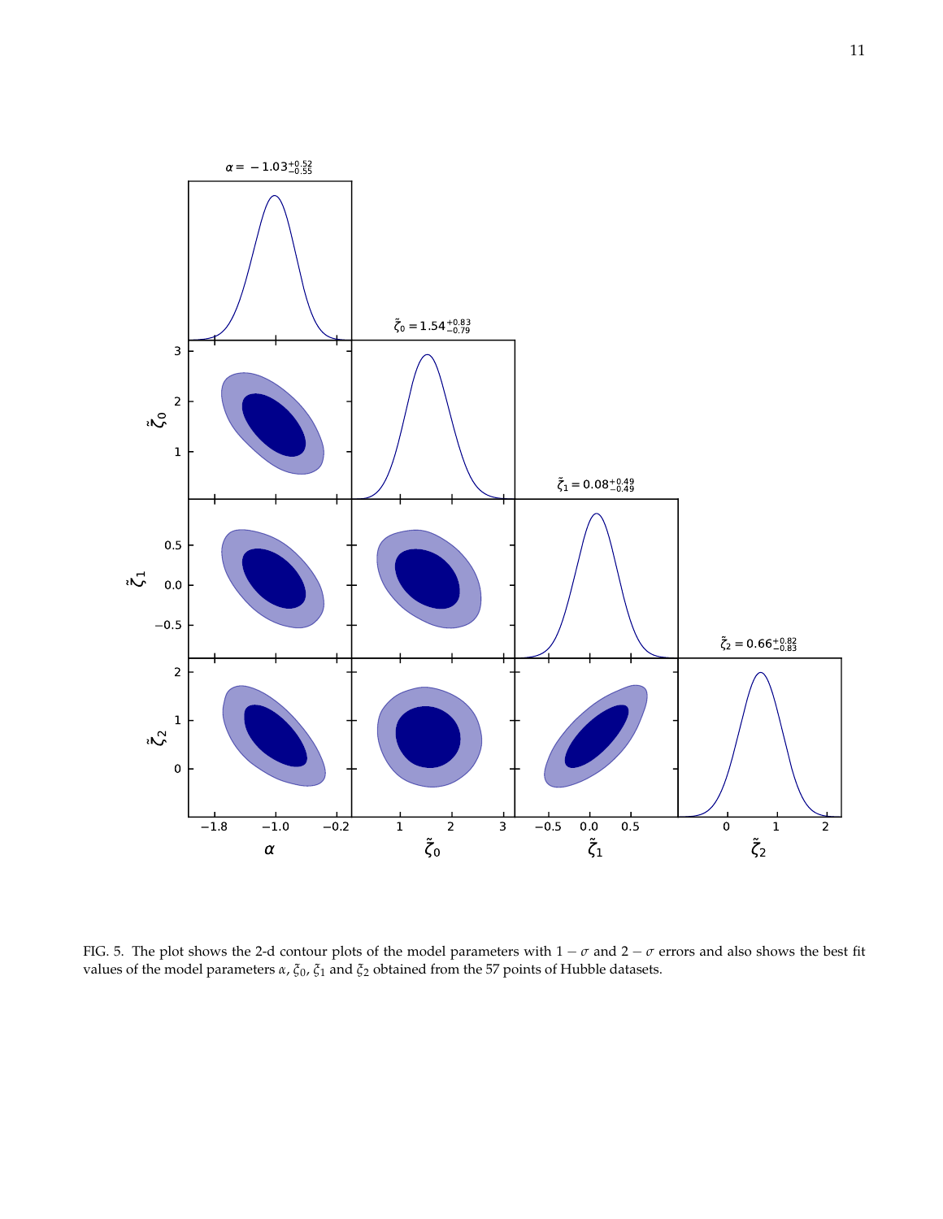FIG. 5. The plot shows the 2-d contour plots of the model parameters with $1-\sigma$ and $2-\sigma$ errors and also shows the best fit values of the model parameters $\alpha$, $\tilde{\zeta}_0$, $\tilde{\zeta}_1$ and $\tilde{\zeta}_2$ obtained from the 57 points of Hubble datasets.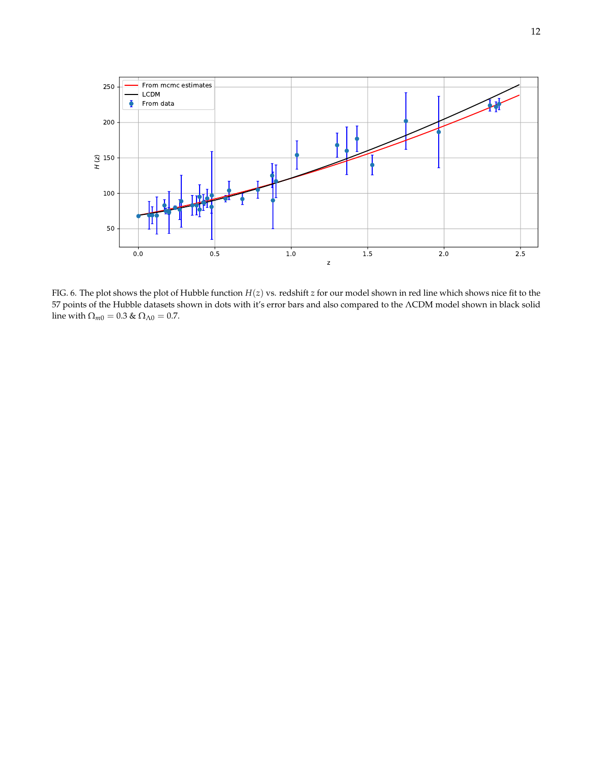FIG. 6. The plot shows the plot of Hubble function $H(z)$ vs. redshift $z$ for our model shown in red line which shows nice fit to the 57 points of the Hubble datasets shown in dots with it's error bars and also compared to the $\Lambda$CDM model shown in black solid line with $\Omega_{m0} = 0.3$ & $\Omega_{\Lambda 0} = 0.7$.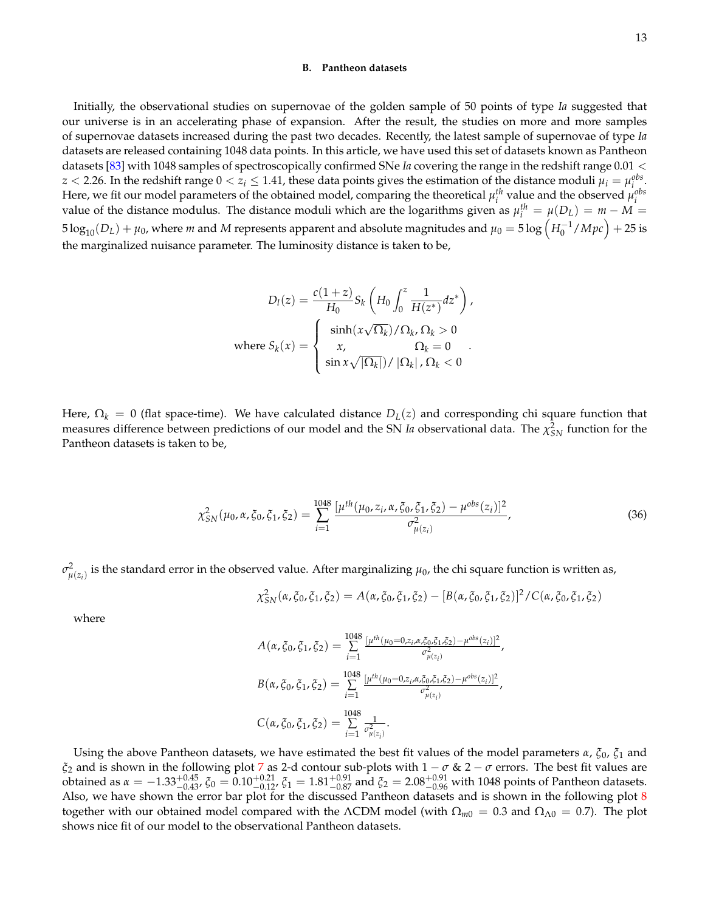### B. Pantheon datasets

Initially, the observational studies on supernovae of the golden sample of 50 points of type *Ia* suggested that our universe is in an accelerating phase of expansion. After the result, the studies on more and more samples of supernovae datasets increased during the past two decades. Recently, the latest sample of supernovae of type *Ia* datasets are released containing 1048 data points. In this article, we have used this set of datasets known as Pantheon datasets [83] with 1048 samples of spectroscopically confirmed SNe *Ia* covering the range in the redshift range $0.01 < z < 2.26$. In the redshift range $0 < z_i \leq 1.41$, these data points gives the estimation of the distance moduli $\mu_i = \mu_i^{obs}$. Here, we fit our model parameters of the obtained model, comparing the theoretical $\mu_i^{th}$ value and the observed $\mu_i^{obs}$ value of the distance modulus. The distance moduli which are the logarithms given as $\mu_i^{th} = \mu(D_L) = m - M = 5\log_{10}(D_L) + \mu_0$, where $m$ and $M$ represents apparent and absolute magnitudes and $\mu_0 = 5\log\left(H_0^{-1}/Mpc\right) + 25$ is the marginalized nuisance parameter. The luminosity distance is taken to be,

$$D_l(z) = \frac{c(1+z)}{H_0} S_k\left(H_0 \int_0^z \frac{1}{H(z^*)} dz^*\right),$$

$$\text{where } S_k(x) = \begin{cases} \sinh(x\sqrt{\Omega_k})/\Omega_k, \, \Omega_k > 0 \\ x, \qquad\qquad\qquad \Omega_k = 0 \\ \sin x\sqrt{|\Omega_k|})/\left|\Omega_k\right|, \, \Omega_k < 0 \end{cases}.$$

Here, $\Omega_k = 0$ (flat space-time). We have calculated distance $D_L(z)$ and corresponding chi square function that measures difference between predictions of our model and the SN *Ia* observational data. The $\chi^2_{SN}$ function for the Pantheon datasets is taken to be,

$$\chi^2_{SN}(\mu_0, \alpha, \xi_0, \xi_1, \xi_2) = \sum_{i=1}^{1048} \frac{[\mu^{th}(\mu_0, z_i, \alpha, \xi_0, \xi_1, \xi_2) - \mu^{obs}(z_i)]^2}{\sigma^2_{\mu(z_i)}}, \tag{36}$$

$\sigma^2_{\mu(z_i)}$ is the standard error in the observed value. After marginalizing $\mu_0$, the chi square function is written as,

$$\chi^2_{SN}(\alpha, \xi_0, \xi_1, \xi_2) = A(\alpha, \xi_0, \xi_1, \xi_2) - [B(\alpha, \xi_0, \xi_1, \xi_2)]^2 / C(\alpha, \xi_0, \xi_1, \xi_2)$$

where

$$A(\alpha, \xi_0, \xi_1, \xi_2) = \sum_{i=1}^{1048} \frac{[\mu^{th}(\mu_0 = 0, z_i, \alpha, \xi_0, \xi_1, \xi_2) - \mu^{obs}(z_i)]^2}{\sigma^2_{\mu(z_i)}},$$

$$B(\alpha, \xi_0, \xi_1, \xi_2) = \sum_{i=1}^{1048} \frac{[\mu^{th}(\mu_0 = 0, z_i, \alpha, \xi_0, \xi_1, \xi_2) - \mu^{obs}(z_i)]^2}{\sigma^2_{\mu(z_i)}},$$

$$C(\alpha, \xi_0, \xi_1, \xi_2) = \sum_{i=1}^{1048} \frac{1}{\sigma^2_{\mu(z_i)}}.$$

Using the above Pantheon datasets, we have estimated the best fit values of the model parameters $\alpha$, $\xi_0$, $\xi_1$ and $\xi_2$ and is shown in the following plot 7 as 2-d contour sub-plots with $1-\sigma$ & $2-\sigma$ errors. The best fit values are obtained as $\alpha = -1.33^{+0.45}_{-0.43}$, $\xi_0 = 0.10^{+0.21}_{-0.12}$, $\xi_1 = 1.81^{+0.91}_{-0.87}$ and $\xi_2 = 2.08^{+0.91}_{-0.96}$ with 1048 points of Pantheon datasets. Also, we have shown the error bar plot for the discussed Pantheon datasets and is shown in the following plot 8 together with our obtained model compared with the $\Lambda$CDM model (with $\Omega_{m0} = 0.3$ and $\Omega_{\Lambda 0} = 0.7$). The plot shows nice fit of our model to the observational Pantheon datasets.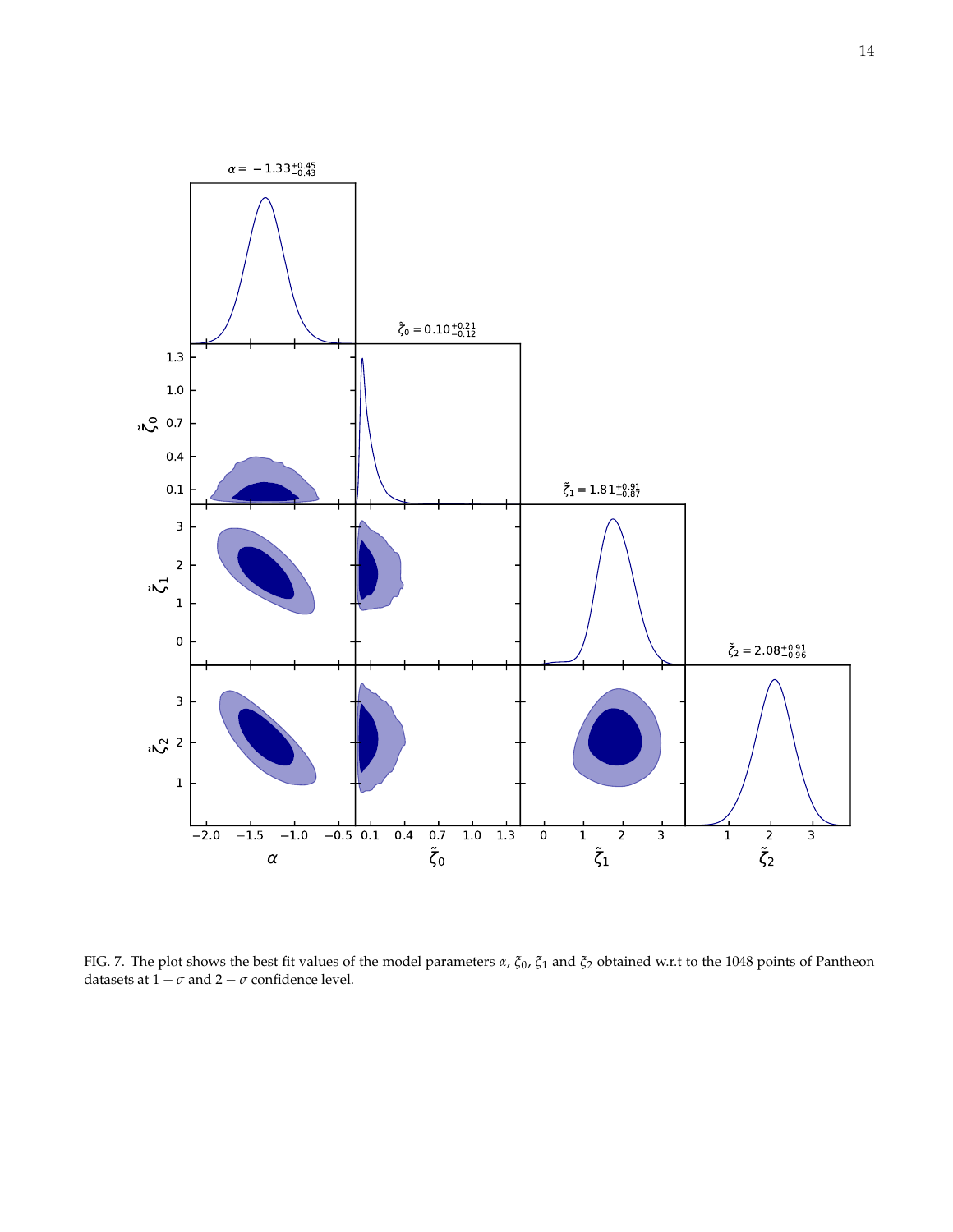FIG. 7. The plot shows the best fit values of the model parameters $\alpha$, $\tilde{\zeta}_0$, $\tilde{\zeta}_1$ and $\tilde{\zeta}_2$ obtained w.r.t to the 1048 points of Pantheon datasets at $1-\sigma$ and $2-\sigma$ confidence level.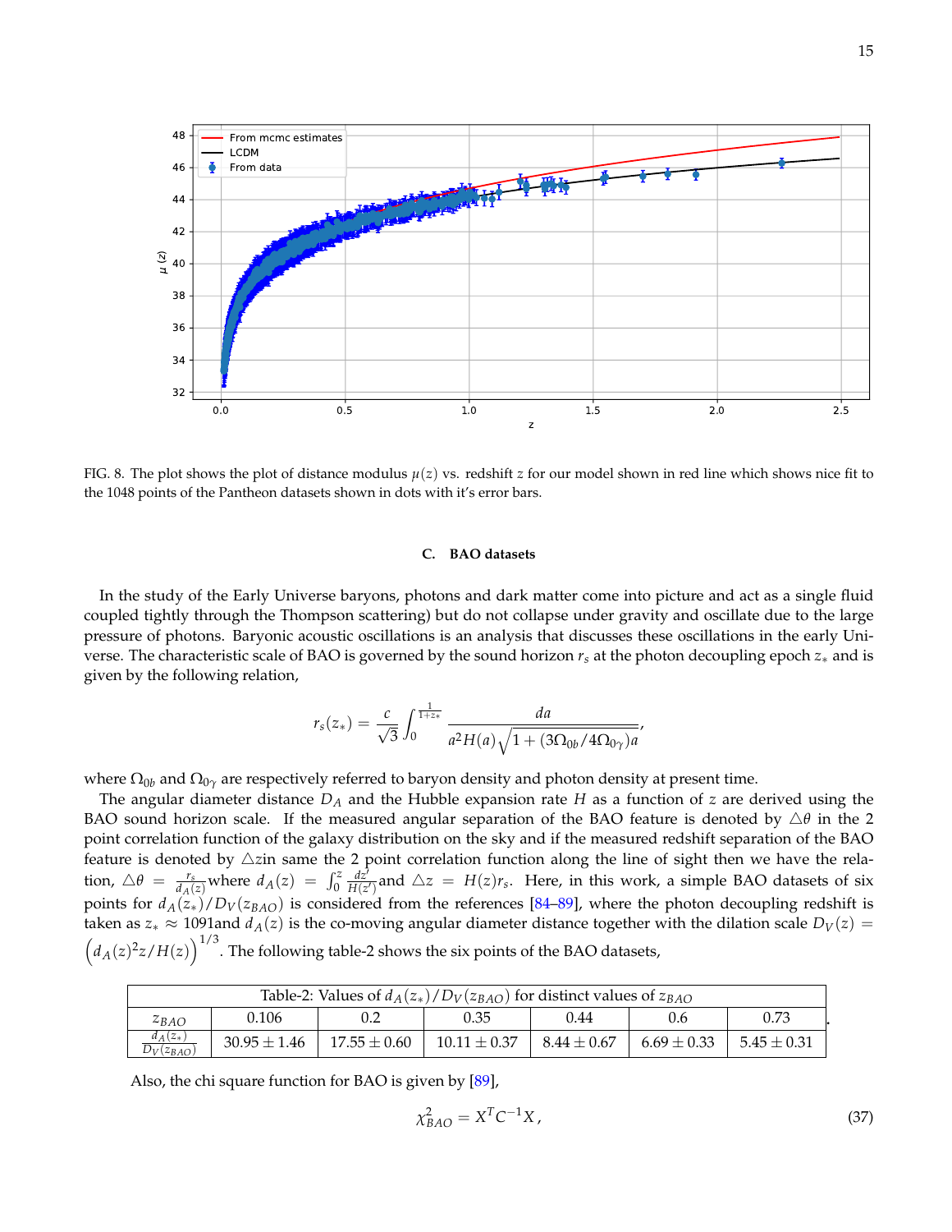FIG. 8. The plot shows the plot of distance modulus $\mu(z)$ vs. redshift $z$ for our model shown in red line which shows nice fit to the 1048 points of the Pantheon datasets shown in dots with it's error bars.

### C. BAO datasets

In the study of the Early Universe baryons, photons and dark matter come into picture and act as a single fluid coupled tightly through the Thompson scattering) but do not collapse under gravity and oscillate due to the large pressure of photons. Baryonic acoustic oscillations is an analysis that discusses these oscillations in the early Universe. The characteristic scale of BAO is governed by the sound horizon $r_s$ at the photon decoupling epoch $z_*$ and is given by the following relation,

$$r_s(z_*) = \frac{c}{\sqrt{3}} \int_0^{\frac{1}{1+z_*}} \frac{da}{a^2 H(a)\sqrt{1 + (3\Omega_{0b}/4\Omega_{0\gamma})a}},$$

where $\Omega_{0b}$ and $\Omega_{0\gamma}$ are respectively referred to baryon density and photon density at present time.

The angular diameter distance $D_A$ and the Hubble expansion rate $H$ as a function of $z$ are derived using the BAO sound horizon scale. If the measured angular separation of the BAO feature is denoted by $\triangle\theta$ in the 2 point correlation function of the galaxy distribution on the sky and if the measured redshift separation of the BAO feature is denoted by $\triangle z$in same the 2 point correlation function along the line of sight then we have the relation, $\triangle\theta = \frac{r_s}{d_A(z)}$where $d_A(z) = \int_0^z \frac{dz'}{H(z')}$and $\triangle z = H(z) r_s$. Here, in this work, a simple BAO datasets of six points for $d_A(z_*)/D_V(z_{BAO})$ is considered from the references [84–89], where the photon decoupling redshift is taken as $z_* \approx 1091$and $d_A(z)$ is the co-moving angular diameter distance together with the dilation scale $D_V(z) = \left(d_A(z)^2 z/H(z)\right)^{1/3}$. The following table-2 shows the six points of the BAO datasets,

| Table-2: Values of $d_A(z_*)/D_V(z_{BAO})$ for distinct values of $z_{BAO}$ | | | | | | |
|---|---|---|---|---|---|---|
| $z_{BAO}$ | 0.106 | 0.2 | 0.35 | 0.44 | 0.6 | 0.73 |
| $\frac{d_A(z_*)}{D_V(z_{BAO})}$ | $30.95 \pm 1.46$ | $17.55 \pm 0.60$ | $10.11 \pm 0.37$ | $8.44 \pm 0.67$ | $6.69 \pm 0.33$ | $5.45 \pm 0.31$ |

Also, the chi square function for BAO is given by [89],

$$\chi^2_{BAO} = X^T C^{-1} X, \tag{37}$$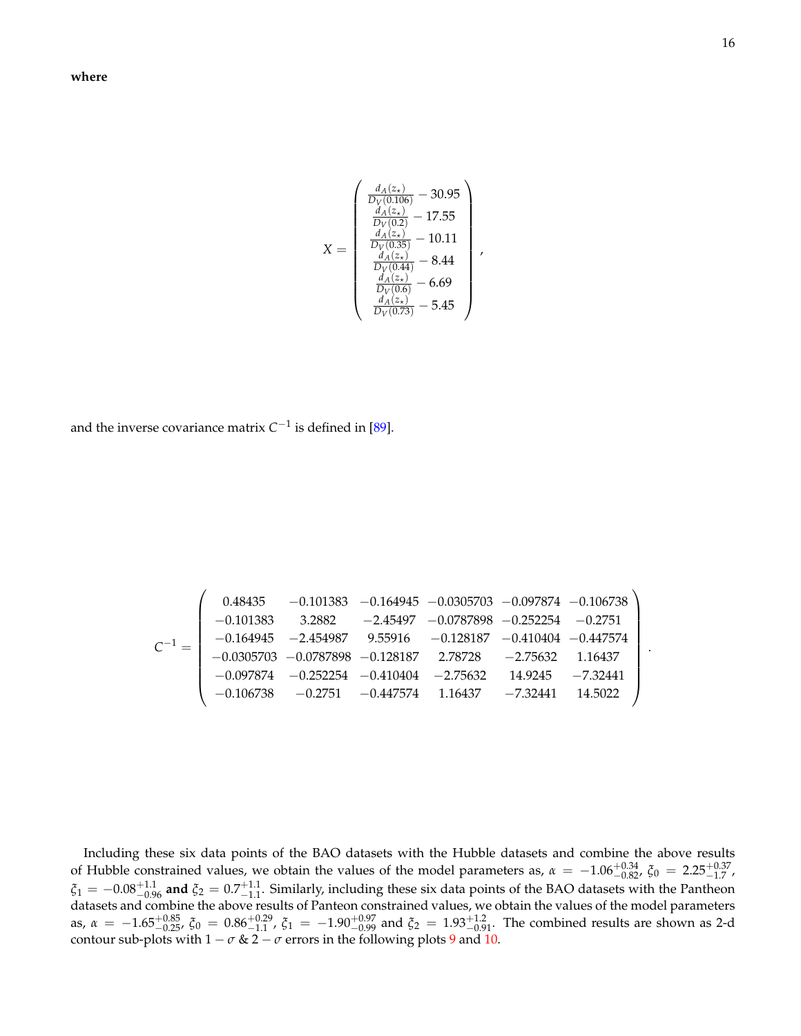**where**

$$
X = \begin{pmatrix} \frac{d_A(z_\star)}{D_V(0.106)} - 30.95 \\ \frac{d_A(z_\star)}{D_V(0.2)} - 17.55 \\ \frac{d_A(z_\star)}{D_V(0.35)} - 10.11 \\ \frac{d_A(z_\star)}{D_V(0.44)} - 8.44 \\ \frac{d_A(z_\star)}{D_V(0.6)} - 6.69 \\ \frac{d_A(z_\star)}{D_V(0.73)} - 5.45 \end{pmatrix},
$$

and the inverse covariance matrix $C^{-1}$ is defined in [89].

$$
C^{-1} = \begin{pmatrix} 0.48435 & -0.101383 & -0.164945 & -0.0305703 & -0.097874 & -0.106738 \\ -0.101383 & 3.2882 & -2.45497 & -0.0787898 & -0.252254 & -0.2751 \\ -0.164945 & -2.454987 & 9.55916 & -0.128187 & -0.410404 & -0.447574 \\ -0.0305703 & -0.0787898 & -0.128187 & 2.78728 & -2.75632 & 1.16437 \\ -0.097874 & -0.252254 & -0.410404 & -2.75632 & 14.9245 & -7.32441 \\ -0.106738 & -0.2751 & -0.447574 & 1.16437 & -7.32441 & 14.5022 \end{pmatrix}.
$$

Including these six data points of the BAO datasets with the Hubble datasets and combine the above results of Hubble constrained values, we obtain the values of the model parameters as, $\alpha = -1.06^{+0.34}_{-0.82}$, $\xi_0 = 2.25^{+0.37}_{-1.7}$, $\xi_1 = -0.08^{+1.1}_{-0.96}$ **and** $\xi_2 = 0.7^{+1.1}_{-1.1}$. Similarly, including these six data points of the BAO datasets with the Pantheon datasets and combine the above results of Panteon constrained values, we obtain the values of the model parameters as, $\alpha = -1.65^{+0.85}_{-0.25}$, $\xi_0 = 0.86^{+0.29}_{-1.1}$, $\xi_1 = -1.90^{+0.97}_{-0.99}$ and $\xi_2 = 1.93^{+1.2}_{-0.91}$. The combined results are shown as 2-d contour sub-plots with $1-\sigma$ & $2-\sigma$ errors in the following plots 9 and 10.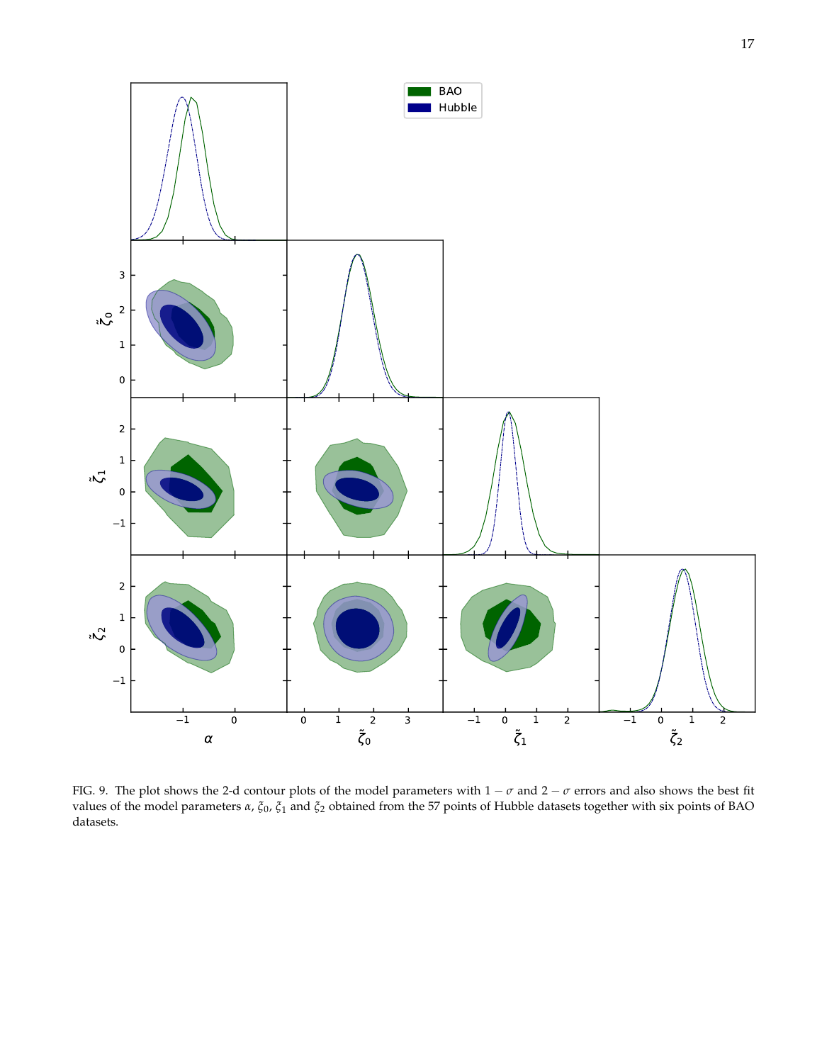FIG. 9. The plot shows the 2-d contour plots of the model parameters with $1-\sigma$ and $2-\sigma$ errors and also shows the best fit values of the model parameters $\alpha$, $\tilde{\xi}_0$, $\tilde{\xi}_1$ and $\tilde{\xi}_2$ obtained from the 57 points of Hubble datasets together with six points of BAO datasets.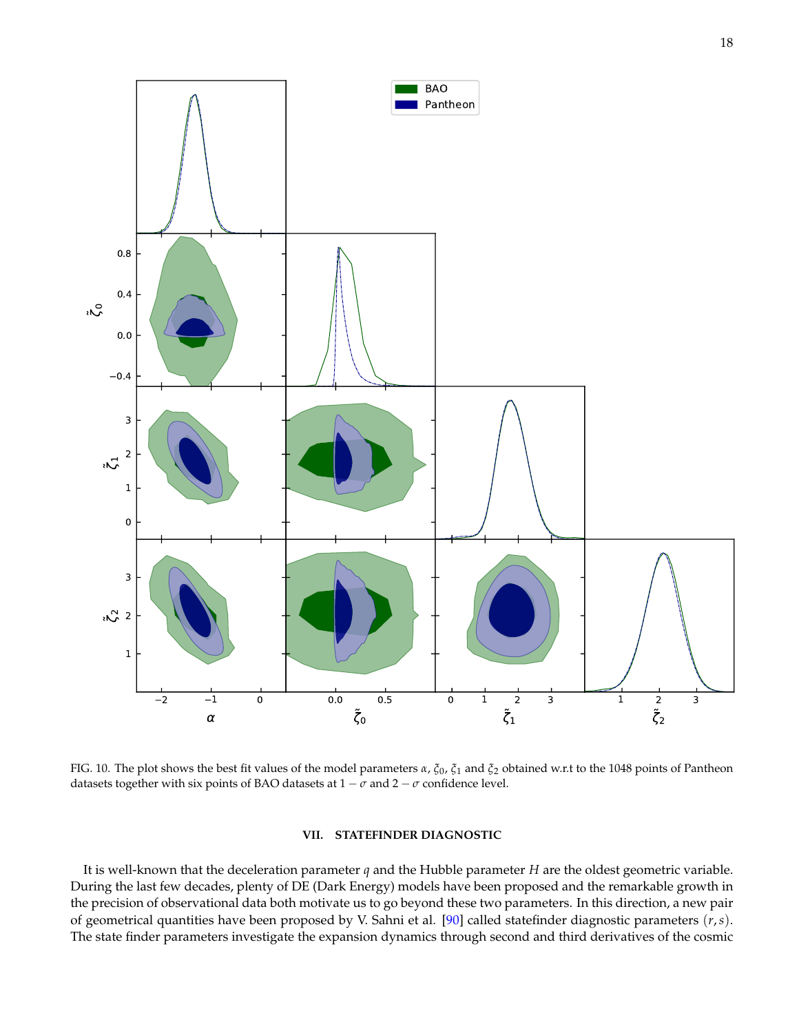FIG. 10. The plot shows the best fit values of the model parameters $\alpha$, $\tilde{\xi}_0$, $\tilde{\xi}_1$ and $\tilde{\xi}_2$ obtained w.r.t to the 1048 points of Pantheon datasets together with six points of BAO datasets at $1-\sigma$ and $2-\sigma$ confidence level.

## VII. STATEFINDER DIAGNOSTIC

It is well-known that the deceleration parameter $q$ and the Hubble parameter $H$ are the oldest geometric variable. During the last few decades, plenty of DE (Dark Energy) models have been proposed and the remarkable growth in the precision of observational data both motivate us to go beyond these two parameters. In this direction, a new pair of geometrical quantities have been proposed by V. Sahni et al. [90] called statefinder diagnostic parameters $(r, s)$. The state finder parameters investigate the expansion dynamics through second and third derivatives of the cosmic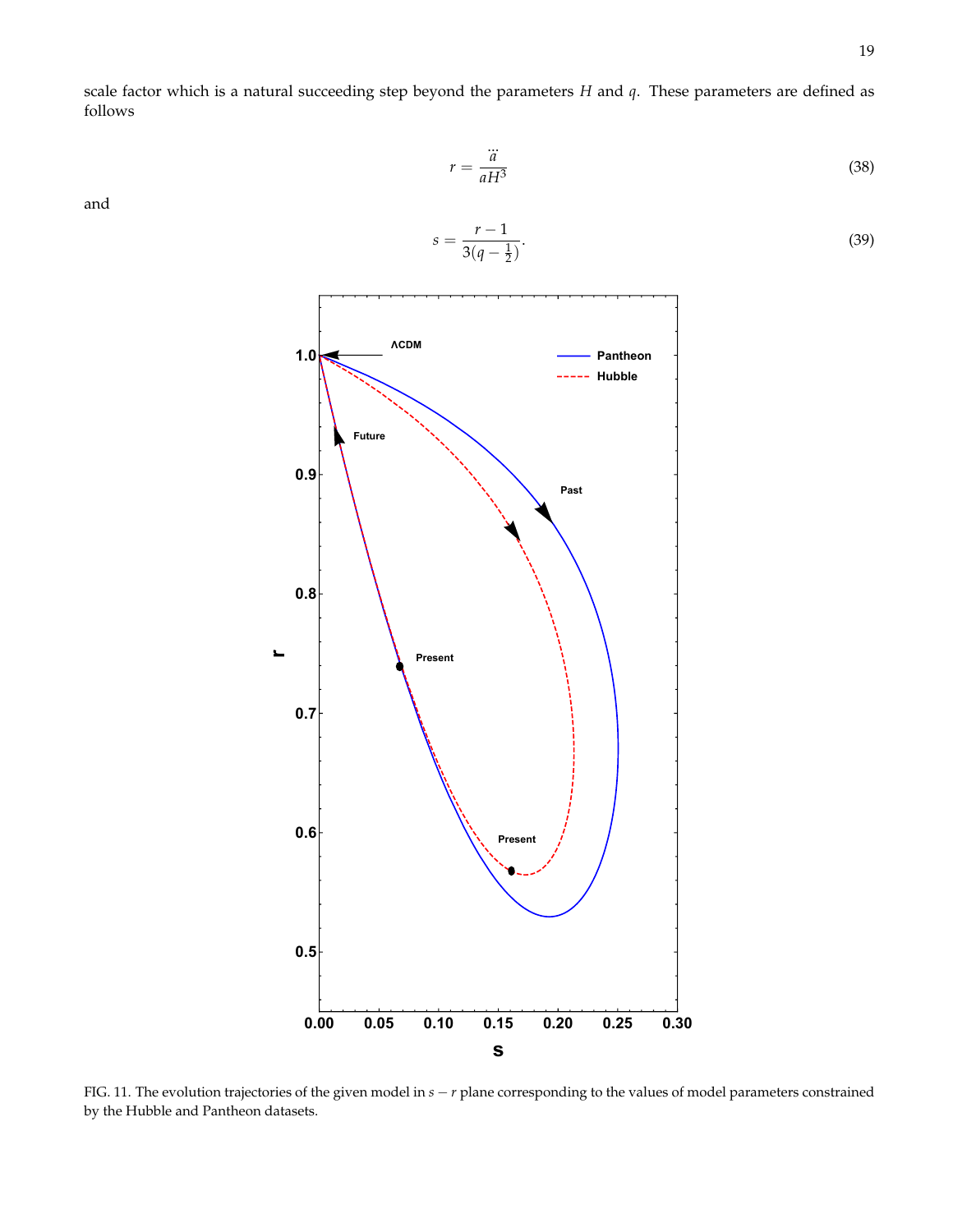scale factor which is a natural succeeding step beyond the parameters $H$ and $q$. These parameters are defined as follows

$$r = \frac{\dddot{a}}{aH^3} \tag{38}$$

and

$$s = \frac{r-1}{3(q-\frac{1}{2})}. \tag{39}$$

FIG. 11. The evolution trajectories of the given model in $s-r$ plane corresponding to the values of model parameters constrained by the Hubble and Pantheon datasets.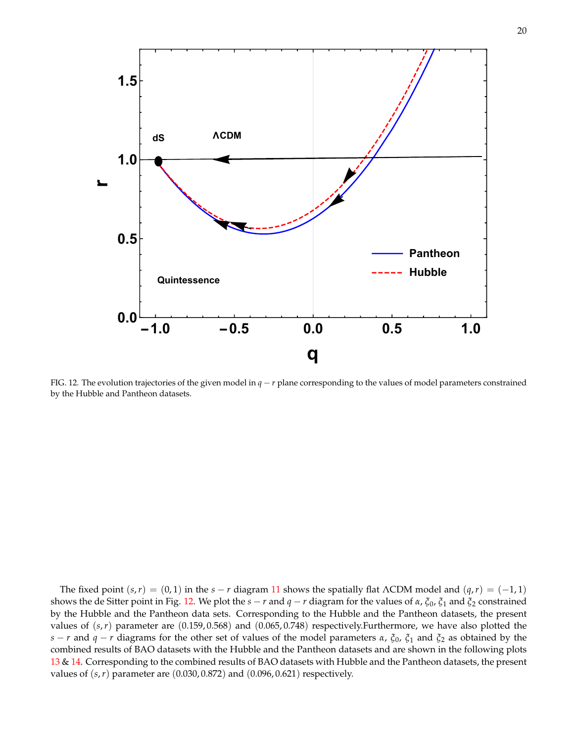FIG. 12. The evolution trajectories of the given model in $q - r$ plane corresponding to the values of model parameters constrained by the Hubble and Pantheon datasets.

The fixed point $(s, r) = (0, 1)$ in the $s - r$ diagram 11 shows the spatially flat ΛCDM model and $(q, r) = (-1, 1)$ shows the de Sitter point in Fig. 12. We plot the $s - r$ and $q - r$ diagram for the values of $\alpha$, $\xi_0$, $\xi_1$ and $\xi_2$ constrained by the Hubble and the Pantheon data sets. Corresponding to the Hubble and the Pantheon datasets, the present values of $(s, r)$ parameter are $(0.159, 0.568)$ and $(0.065, 0.748)$ respectively.Furthermore, we have also plotted the $s - r$ and $q - r$ diagrams for the other set of values of the model parameters $\alpha$, $\xi_0$, $\xi_1$ and $\xi_2$ as obtained by the combined results of BAO datasets with the Hubble and the Pantheon datasets and are shown in the following plots 13 & 14. Corresponding to the combined results of BAO datasets with Hubble and the Pantheon datasets, the present values of $(s, r)$ parameter are $(0.030, 0.872)$ and $(0.096, 0.621)$ respectively.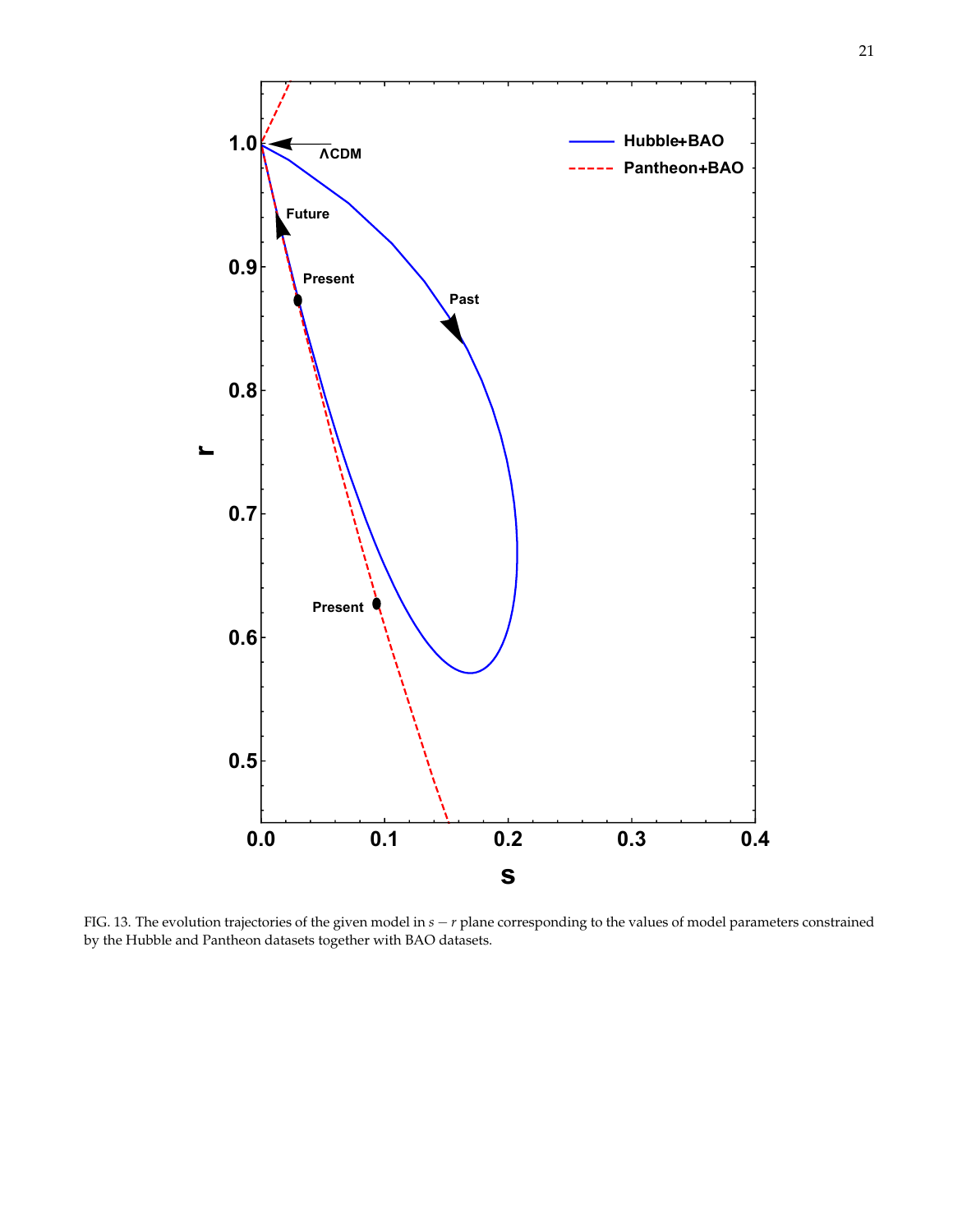FIG. 13. The evolution trajectories of the given model in $s-r$ plane corresponding to the values of model parameters constrained by the Hubble and Pantheon datasets together with BAO datasets.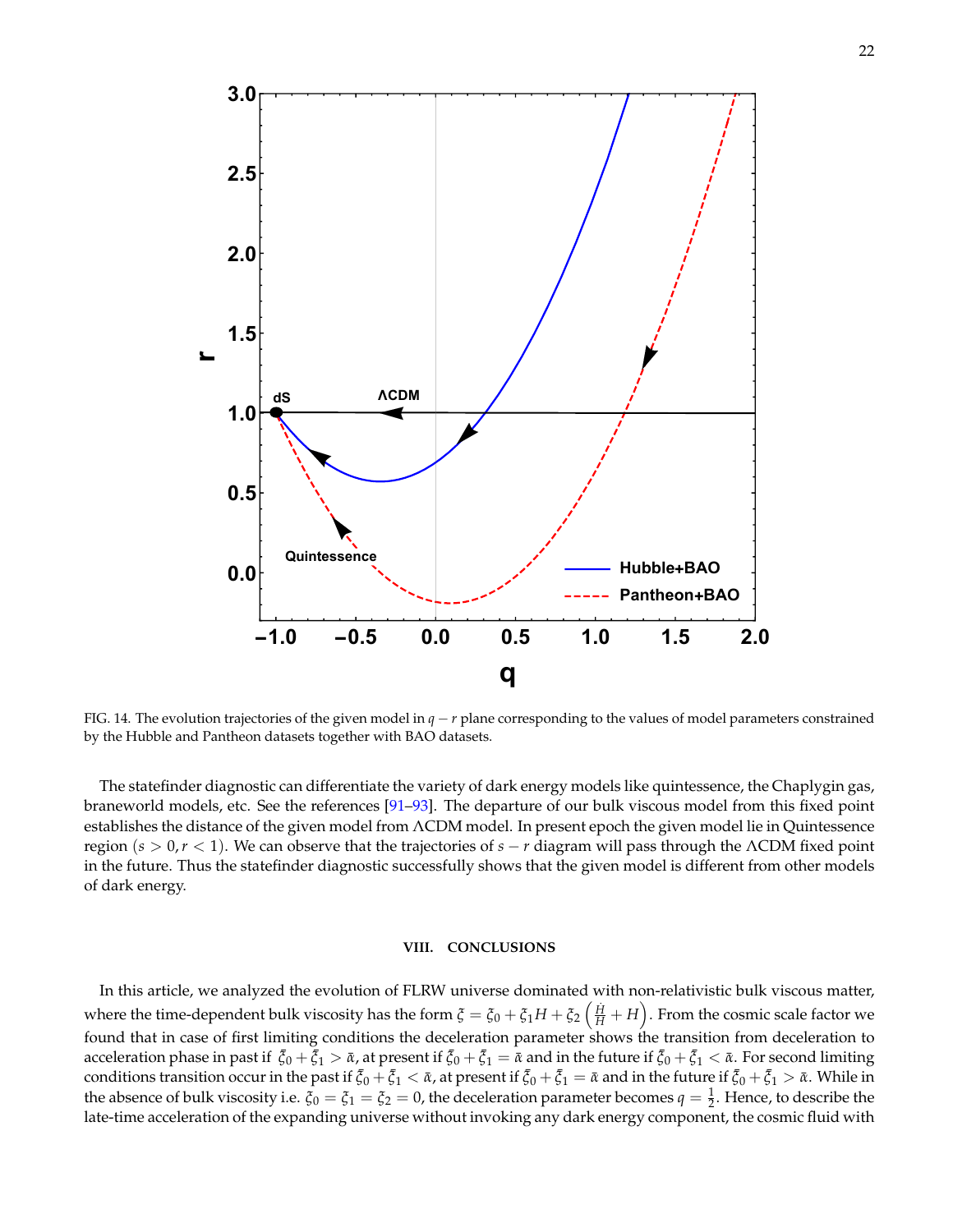FIG. 14. The evolution trajectories of the given model in $q-r$ plane corresponding to the values of model parameters constrained by the Hubble and Pantheon datasets together with BAO datasets.

The statefinder diagnostic can differentiate the variety of dark energy models like quintessence, the Chaplygin gas, braneworld models, etc. See the references [91–93]. The departure of our bulk viscous model from this fixed point establishes the distance of the given model from ΛCDM model. In present epoch the given model lie in Quintessence region ($s > 0, r < 1$). We can observe that the trajectories of $s - r$ diagram will pass through the ΛCDM fixed point in the future. Thus the statefinder diagnostic successfully shows that the given model is different from other models of dark energy.

## VIII. CONCLUSIONS

In this article, we analyzed the evolution of FLRW universe dominated with non-relativistic bulk viscous matter, where the time-dependent bulk viscosity has the form $\xi = \xi_0 + \xi_1 H + \xi_2 \left(\frac{\dot{H}}{H} + H\right)$. From the cosmic scale factor we found that in case of first limiting conditions the deceleration parameter shows the transition from deceleration to acceleration phase in past if $\bar{\xi}_0 + \bar{\xi}_1 > \bar{\alpha}$, at present if $\bar{\xi}_0 + \bar{\xi}_1 = \bar{\alpha}$ and in the future if $\bar{\xi}_0 + \bar{\xi}_1 < \bar{\alpha}$. For second limiting conditions transition occur in the past if $\bar{\xi}_0 + \bar{\xi}_1 < \bar{\alpha}$, at present if $\bar{\xi}_0 + \bar{\xi}_1 = \bar{\alpha}$ and in the future if $\bar{\xi}_0 + \bar{\xi}_1 > \bar{\alpha}$. While in the absence of bulk viscosity i.e. $\xi_0 = \xi_1 = \xi_2 = 0$, the deceleration parameter becomes $q = \frac{1}{2}$. Hence, to describe the late-time acceleration of the expanding universe without invoking any dark energy component, the cosmic fluid with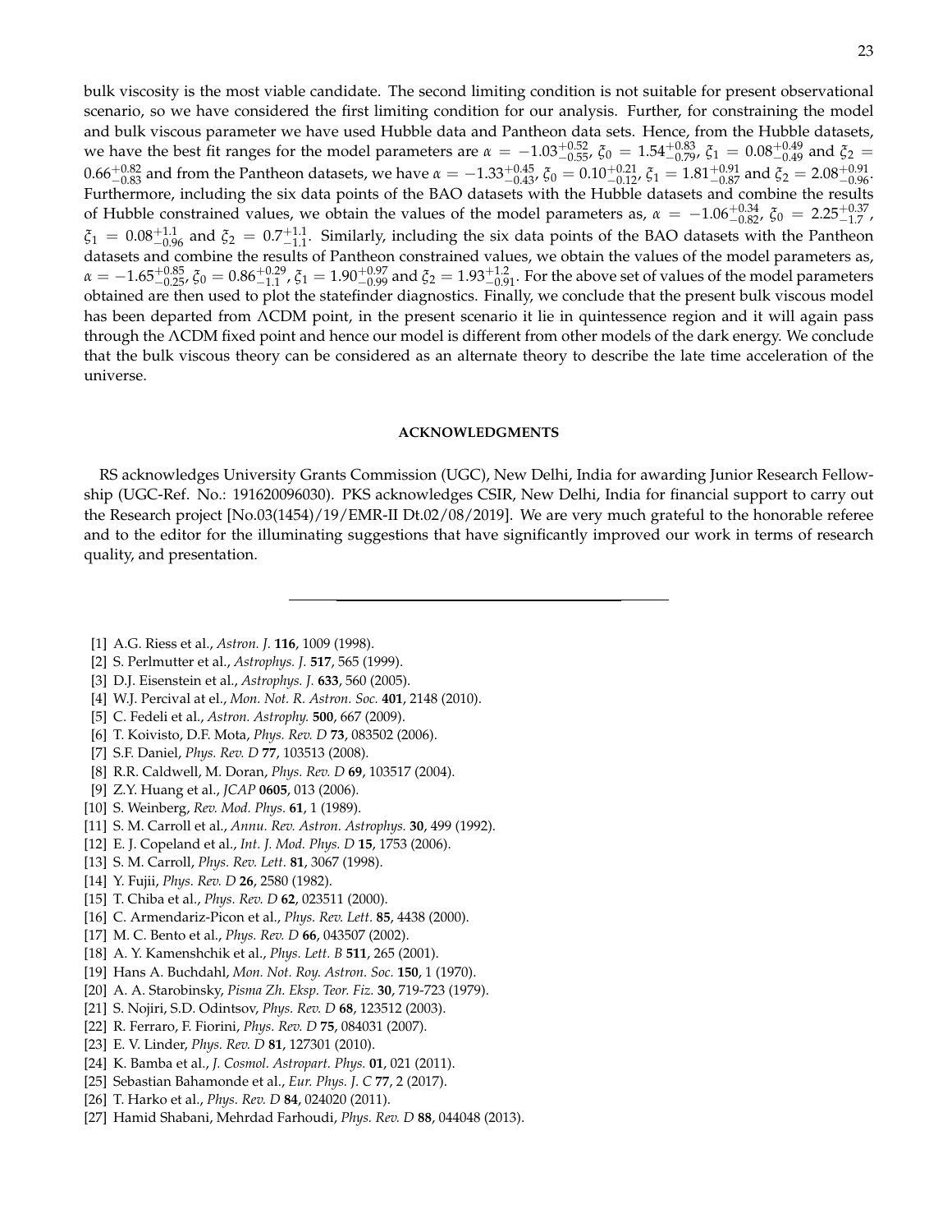bulk viscosity is the most viable candidate. The second limiting condition is not suitable for present observational scenario, so we have considered the first limiting condition for our analysis. Further, for constraining the model and bulk viscous parameter we have used Hubble data and Pantheon data sets. Hence, from the Hubble datasets, we have the best fit ranges for the model parameters are $\alpha = -1.03^{+0.52}_{-0.55}$, $\xi_0 = 1.54^{+0.83}_{-0.79}$, $\xi_1 = 0.08^{+0.49}_{-0.49}$ and $\xi_2 = 0.66^{+0.82}_{-0.83}$ and from the Pantheon datasets, we have $\alpha = -1.33^{+0.45}_{-0.43}$, $\xi_0 = 0.10^{+0.21}_{-0.12}$, $\xi_1 = 1.81^{+0.91}_{-0.87}$ and $\xi_2 = 2.08^{+0.91}_{-0.96}$. Furthermore, including the six data points of the BAO datasets with the Hubble datasets and combine the results of Hubble constrained values, we obtain the values of the model parameters as, $\alpha = -1.06^{+0.34}_{-0.82}$, $\xi_0 = 2.25^{+0.37}_{-1.7}$, $\xi_1 = 0.08^{+1.1}_{-0.96}$ and $\xi_2 = 0.7^{+1.1}_{-1.1}$. Similarly, including the six data points of the BAO datasets with the Pantheon datasets and combine the results of Pantheon constrained values, we obtain the values of the model parameters as, $\alpha = -1.65^{+0.85}_{-0.25}$, $\xi_0 = 0.86^{+0.29}_{-1.1}$, $\xi_1 = 1.90^{+0.97}_{-0.99}$ and $\xi_2 = 1.93^{+1.2}_{-0.91}$. For the above set of values of the model parameters obtained are then used to plot the statefinder diagnostics. Finally, we conclude that the present bulk viscous model has been departed from $\Lambda$CDM point, in the present scenario it lie in quintessence region and it will again pass through the $\Lambda$CDM fixed point and hence our model is different from other models of the dark energy. We conclude that the bulk viscous theory can be considered as an alternate theory to describe the late time acceleration of the universe.

## ACKNOWLEDGMENTS

RS acknowledges University Grants Commission (UGC), New Delhi, India for awarding Junior Research Fellowship (UGC-Ref. No.: 191620096030). PKS acknowledges CSIR, New Delhi, India for financial support to carry out the Research project [No.03(1454)/19/EMR-II Dt.02/08/2019]. We are very much grateful to the honorable referee and to the editor for the illuminating suggestions that have significantly improved our work in terms of research quality, and presentation.

---

[1] A.G. Riess et al., *Astron. J.* **116**, 1009 (1998).
[2] S. Perlmutter et al., *Astrophys. J.* **517**, 565 (1999).
[3] D.J. Eisenstein et al., *Astrophys. J.* **633**, 560 (2005).
[4] W.J. Percival at el., *Mon. Not. R. Astron. Soc.* **401**, 2148 (2010).
[5] C. Fedeli et al., *Astron. Astrophy.* **500**, 667 (2009).
[6] T. Koivisto, D.F. Mota, *Phys. Rev. D* **73**, 083502 (2006).
[7] S.F. Daniel, *Phys. Rev. D* **77**, 103513 (2008).
[8] R.R. Caldwell, M. Doran, *Phys. Rev. D* **69**, 103517 (2004).
[9] Z.Y. Huang et al., *JCAP* **0605**, 013 (2006).
[10] S. Weinberg, *Rev. Mod. Phys.* **61**, 1 (1989).
[11] S. M. Carroll et al., *Annu. Rev. Astron. Astrophys.* **30**, 499 (1992).
[12] E. J. Copeland et al., *Int. J. Mod. Phys. D* **15**, 1753 (2006).
[13] S. M. Carroll, *Phys. Rev. Lett.* **81**, 3067 (1998).
[14] Y. Fujii, *Phys. Rev. D* **26**, 2580 (1982).
[15] T. Chiba et al., *Phys. Rev. D* **62**, 023511 (2000).
[16] C. Armendariz-Picon et al., *Phys. Rev. Lett.* **85**, 4438 (2000).
[17] M. C. Bento et al., *Phys. Rev. D* **66**, 043507 (2002).
[18] A. Y. Kamenshchik et al., *Phys. Lett. B* **511**, 265 (2001).
[19] Hans A. Buchdahl, *Mon. Not. Roy. Astron. Soc.* **150**, 1 (1970).
[20] A. A. Starobinsky, *Pisma Zh. Eksp. Teor. Fiz.* **30**, 719-723 (1979).
[21] S. Nojiri, S.D. Odintsov, *Phys. Rev. D* **68**, 123512 (2003).
[22] R. Ferraro, F. Fiorini, *Phys. Rev. D* **75**, 084031 (2007).
[23] E. V. Linder, *Phys. Rev. D* **81**, 127301 (2010).
[24] K. Bamba et al., *J. Cosmol. Astropart. Phys.* **01**, 021 (2011).
[25] Sebastian Bahamonde et al., *Eur. Phys. J. C* **77**, 2 (2017).
[26] T. Harko et al., *Phys. Rev. D* **84**, 024020 (2011).
[27] Hamid Shabani, Mehrdad Farhoudi, *Phys. Rev. D* **88**, 044048 (2013).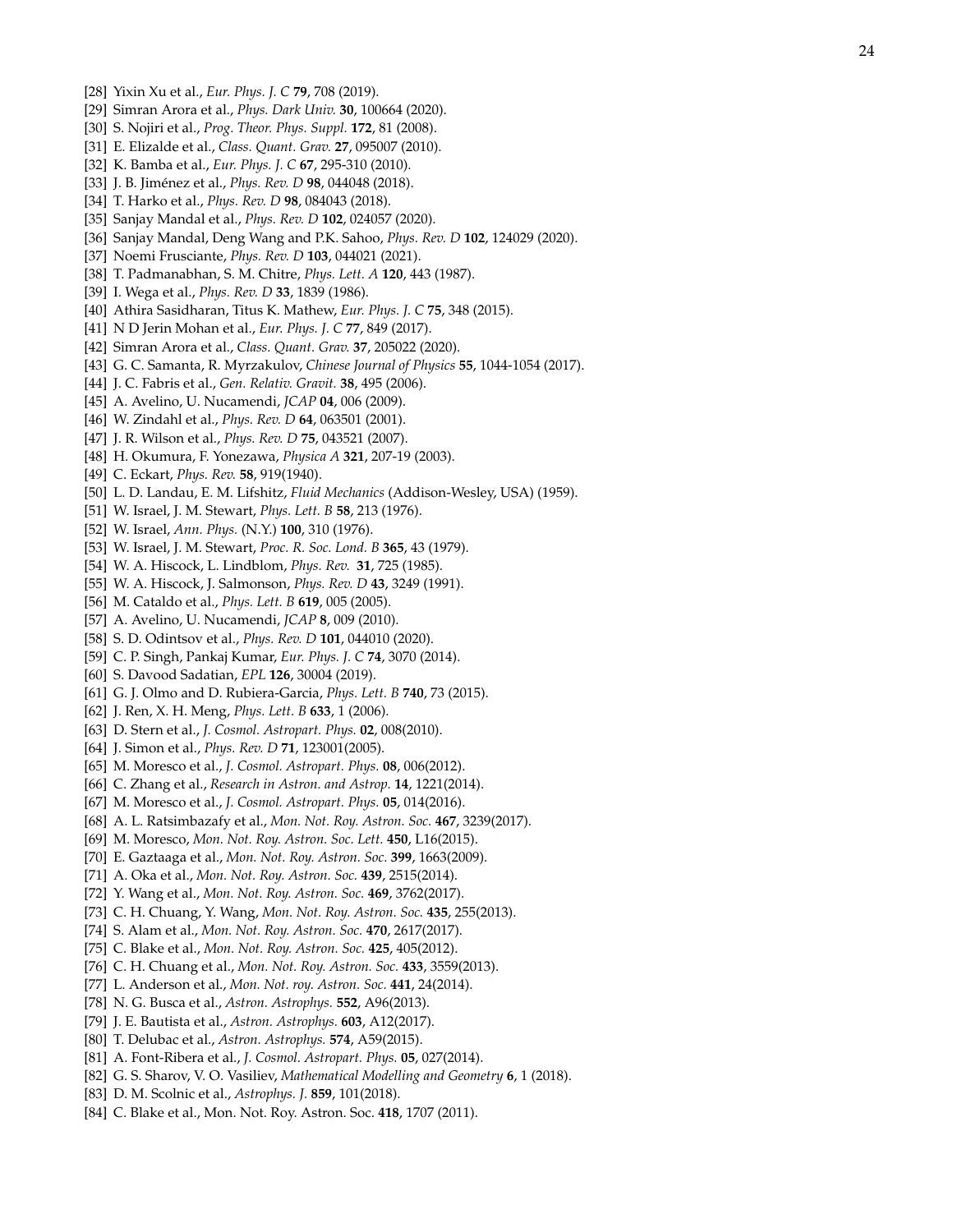[28] Yixin Xu et al., *Eur. Phys. J. C* **79**, 708 (2019).
[29] Simran Arora et al., *Phys. Dark Univ.* **30**, 100664 (2020).
[30] S. Nojiri et al., *Prog. Theor. Phys. Suppl.* **172**, 81 (2008).
[31] E. Elizalde et al., *Class. Quant. Grav.* **27**, 095007 (2010).
[32] K. Bamba et al., *Eur. Phys. J. C* **67**, 295-310 (2010).
[33] J. B. Jiménez et al., *Phys. Rev. D* **98**, 044048 (2018).
[34] T. Harko et al., *Phys. Rev. D* **98**, 084043 (2018).
[35] Sanjay Mandal et al., *Phys. Rev. D* **102**, 024057 (2020).
[36] Sanjay Mandal, Deng Wang and P.K. Sahoo, *Phys. Rev. D* **102**, 124029 (2020).
[37] Noemi Frusciante, *Phys. Rev. D* **103**, 044021 (2021).
[38] T. Padmanabhan, S. M. Chitre, *Phys. Lett. A* **120**, 443 (1987).
[39] I. Wega et al., *Phys. Rev. D* **33**, 1839 (1986).
[40] Athira Sasidharan, Titus K. Mathew, *Eur. Phys. J. C* **75**, 348 (2015).
[41] N D Jerin Mohan et al., *Eur. Phys. J. C* **77**, 849 (2017).
[42] Simran Arora et al., *Class. Quant. Grav.* **37**, 205022 (2020).
[43] G. C. Samanta, R. Myrzakulov, *Chinese Journal of Physics* **55**, 1044-1054 (2017).
[44] J. C. Fabris et al., *Gen. Relativ. Gravit.* **38**, 495 (2006).
[45] A. Avelino, U. Nucamendi, *JCAP* **04**, 006 (2009).
[46] W. Zindahl et al., *Phys. Rev. D* **64**, 063501 (2001).
[47] J. R. Wilson et al., *Phys. Rev. D* **75**, 043521 (2007).
[48] H. Okumura, F. Yonezawa, *Physica A* **321**, 207-19 (2003).
[49] C. Eckart, *Phys. Rev.* **58**, 919(1940).
[50] L. D. Landau, E. M. Lifshitz, *Fluid Mechanics* (Addison-Wesley, USA) (1959).
[51] W. Israel, J. M. Stewart, *Phys. Lett. B* **58**, 213 (1976).
[52] W. Israel, *Ann. Phys.* (N.Y.) **100**, 310 (1976).
[53] W. Israel, J. M. Stewart, *Proc. R. Soc. Lond. B* **365**, 43 (1979).
[54] W. A. Hiscock, L. Lindblom, *Phys. Rev.* **31**, 725 (1985).
[55] W. A. Hiscock, J. Salmonson, *Phys. Rev. D* **43**, 3249 (1991).
[56] M. Cataldo et al., *Phys. Lett. B* **619**, 005 (2005).
[57] A. Avelino, U. Nucamendi, *JCAP* **8**, 009 (2010).
[58] S. D. Odintsov et al., *Phys. Rev. D* **101**, 044010 (2020).
[59] C. P. Singh, Pankaj Kumar, *Eur. Phys. J. C* **74**, 3070 (2014).
[60] S. Davood Sadatian, *EPL* **126**, 30004 (2019).
[61] G. J. Olmo and D. Rubiera-Garcia, *Phys. Lett. B* **740**, 73 (2015).
[62] J. Ren, X. H. Meng, *Phys. Lett. B* **633**, 1 (2006).
[63] D. Stern et al., *J. Cosmol. Astropart. Phys.* **02**, 008(2010).
[64] J. Simon et al., *Phys. Rev. D* **71**, 123001(2005).
[65] M. Moresco et al., *J. Cosmol. Astropart. Phys.* **08**, 006(2012).
[66] C. Zhang et al., *Research in Astron. and Astrop.* **14**, 1221(2014).
[67] M. Moresco et al., *J. Cosmol. Astropart. Phys.* **05**, 014(2016).
[68] A. L. Ratsimbazafy et al., *Mon. Not. Roy. Astron. Soc.* **467**, 3239(2017).
[69] M. Moresco, *Mon. Not. Roy. Astron. Soc. Lett.* **450**, L16(2015).
[70] E. Gaztaaga et al., *Mon. Not. Roy. Astron. Soc.* **399**, 1663(2009).
[71] A. Oka et al., *Mon. Not. Roy. Astron. Soc.* **439**, 2515(2014).
[72] Y. Wang et al., *Mon. Not. Roy. Astron. Soc.* **469**, 3762(2017).
[73] C. H. Chuang, Y. Wang, *Mon. Not. Roy. Astron. Soc.* **435**, 255(2013).
[74] S. Alam et al., *Mon. Not. Roy. Astron. Soc.* **470**, 2617(2017).
[75] C. Blake et al., *Mon. Not. Roy. Astron. Soc.* **425**, 405(2012).
[76] C. H. Chuang et al., *Mon. Not. Roy. Astron. Soc.* **433**, 3559(2013).
[77] L. Anderson et al., *Mon. Not. roy. Astron. Soc.* **441**, 24(2014).
[78] N. G. Busca et al., *Astron. Astrophys.* **552**, A96(2013).
[79] J. E. Bautista et al., *Astron. Astrophys.* **603**, A12(2017).
[80] T. Delubac et al., *Astron. Astrophys.* **574**, A59(2015).
[81] A. Font-Ribera et al., *J. Cosmol. Astropart. Phys.* **05**, 027(2014).
[82] G. S. Sharov, V. O. Vasiliev, *Mathematical Modelling and Geometry* **6**, 1 (2018).
[83] D. M. Scolnic et al., *Astrophys. J.* **859**, 101(2018).
[84] C. Blake et al., Mon. Not. Roy. Astron. Soc. **418**, 1707 (2011).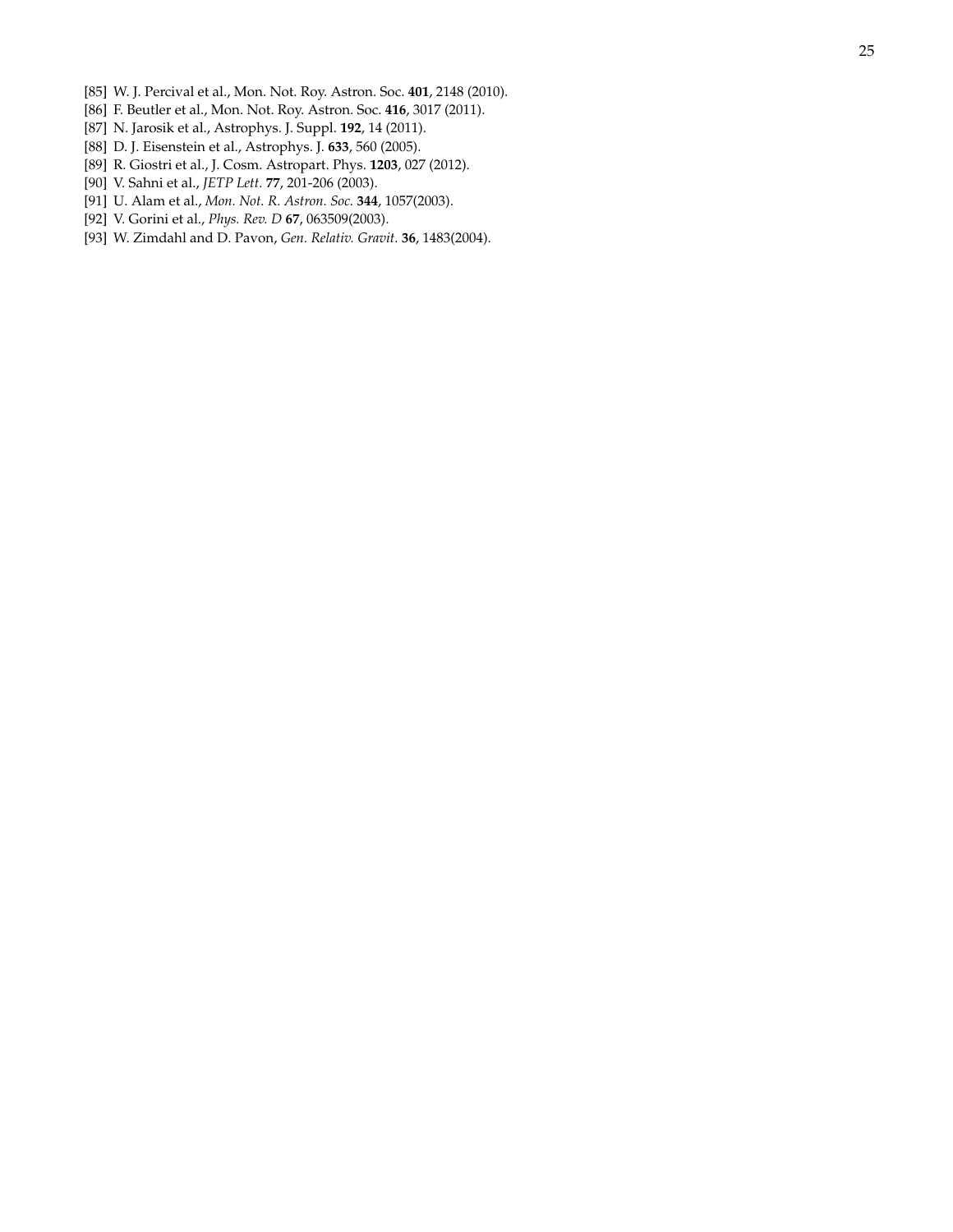[85] W. J. Percival et al., Mon. Not. Roy. Astron. Soc. **401**, 2148 (2010).
[86] F. Beutler et al., Mon. Not. Roy. Astron. Soc. **416**, 3017 (2011).
[87] N. Jarosik et al., Astrophys. J. Suppl. **192**, 14 (2011).
[88] D. J. Eisenstein et al., Astrophys. J. **633**, 560 (2005).
[89] R. Giostri et al., J. Cosm. Astropart. Phys. **1203**, 027 (2012).
[90] V. Sahni et al., *JETP Lett.* **77**, 201-206 (2003).
[91] U. Alam et al., *Mon. Not. R. Astron. Soc.* **344**, 1057(2003).
[92] V. Gorini et al., *Phys. Rev. D* **67**, 063509(2003).
[93] W. Zimdahl and D. Pavon, *Gen. Relativ. Gravit.* **36**, 1483(2004).